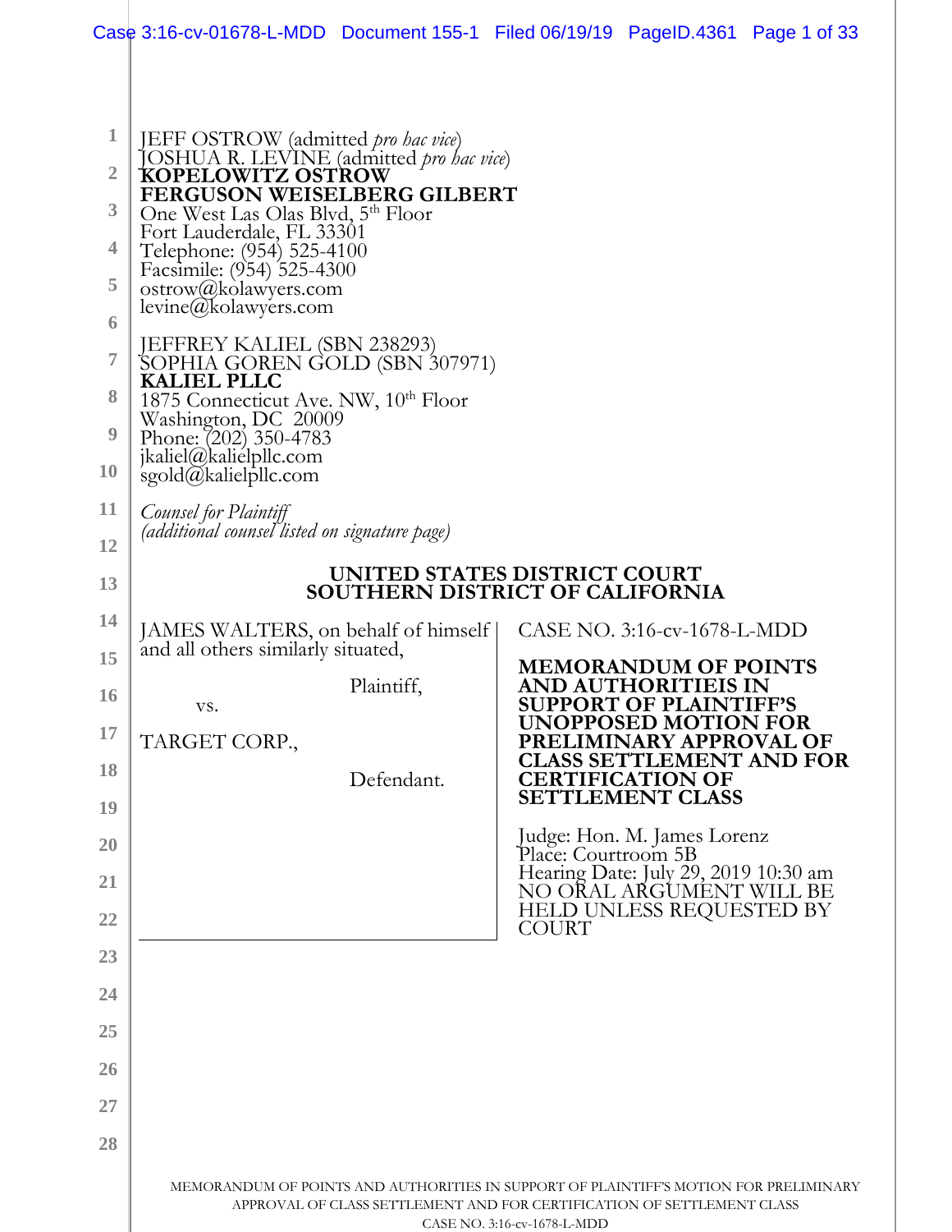JEFF OSTROW (admitted *pro hac vice*)
JOSHUA R. LEVINE (admitted *pro hac vice*)
**KOPELOWITZ OSTROW**
**FERGUSON WEISELBERG GILBERT**
One West Las Olas Blvd, 5th Floor
Fort Lauderdale, FL 33301
Telephone: (954) 525-4100
Facsimile: (954) 525-4300
ostrow@kolawyers.com
levine@kolawyers.com

JEFFREY KALIEL (SBN 238293)
SOPHIA GOREN GOLD (SBN 307971)
**KALIEL PLLC**
1875 Connecticut Ave. NW, 10th Floor
Washington, DC 20009
Phone: (202) 350-4783
jkaliel@kalielpllc.com
sgold@kalielpllc.com

*Counsel for Plaintiff*
*(additional counsel listed on signature page)*

**UNITED STATES DISTRICT COURT**
**SOUTHERN DISTRICT OF CALIFORNIA**

JAMES WALTERS, on behalf of himself and all others similarly situated,

Plaintiff,

vs.

TARGET CORP.,

Defendant.

CASE NO. 3:16-cv-1678-L-MDD

**MEMORANDUM OF POINTS AND AUTHORITIEIS IN SUPPORT OF PLAINTIFF'S UNOPPOSED MOTION FOR PRELIMINARY APPROVAL OF CLASS SETTLEMENT AND FOR CERTIFICATION OF SETTLEMENT CLASS**

Judge: Hon. M. James Lorenz
Place: Courtroom 5B
Hearing Date: July 29, 2019 10:30 am
NO ORAL ARGUMENT WILL BE HELD UNLESS REQUESTED BY COURT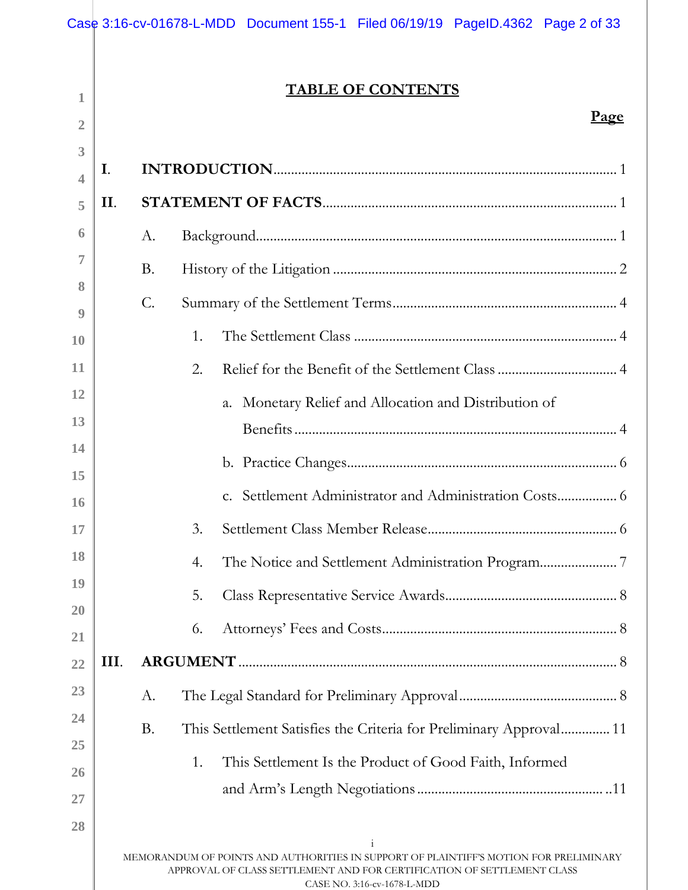# TABLE OF CONTENTS

**Page**

**I. INTRODUCTION** .......... 1

**II. STATEMENT OF FACTS** .......... 1

- A. Background .......... 1
- B. History of the Litigation .......... 2
- C. Summary of the Settlement Terms .......... 4
  - 1. The Settlement Class .......... 4
  - 2. Relief for the Benefit of the Settlement Class .......... 4
    - a. Monetary Relief and Allocation and Distribution of Benefits .......... 4
    - b. Practice Changes .......... 6
    - c. Settlement Administrator and Administration Costs .......... 6
  - 3. Settlement Class Member Release .......... 6
  - 4. The Notice and Settlement Administration Program .......... 7
  - 5. Class Representative Service Awards .......... 8
  - 6. Attorneys' Fees and Costs .......... 8

**III. ARGUMENT** .......... 8

- A. The Legal Standard for Preliminary Approval .......... 8
- B. This Settlement Satisfies the Criteria for Preliminary Approval .......... 11
  - 1. This Settlement Is the Product of Good Faith, Informed and Arm's Length Negotiations .......... 11

MEMORANDUM OF POINTS AND AUTHORITIES IN SUPPORT OF PLAINTIFF'S MOTION FOR PRELIMINARY APPROVAL OF CLASS SETTLEMENT AND FOR CERTIFICATION OF SETTLEMENT CLASS
CASE NO. 3:16-cv-1678-L-MDD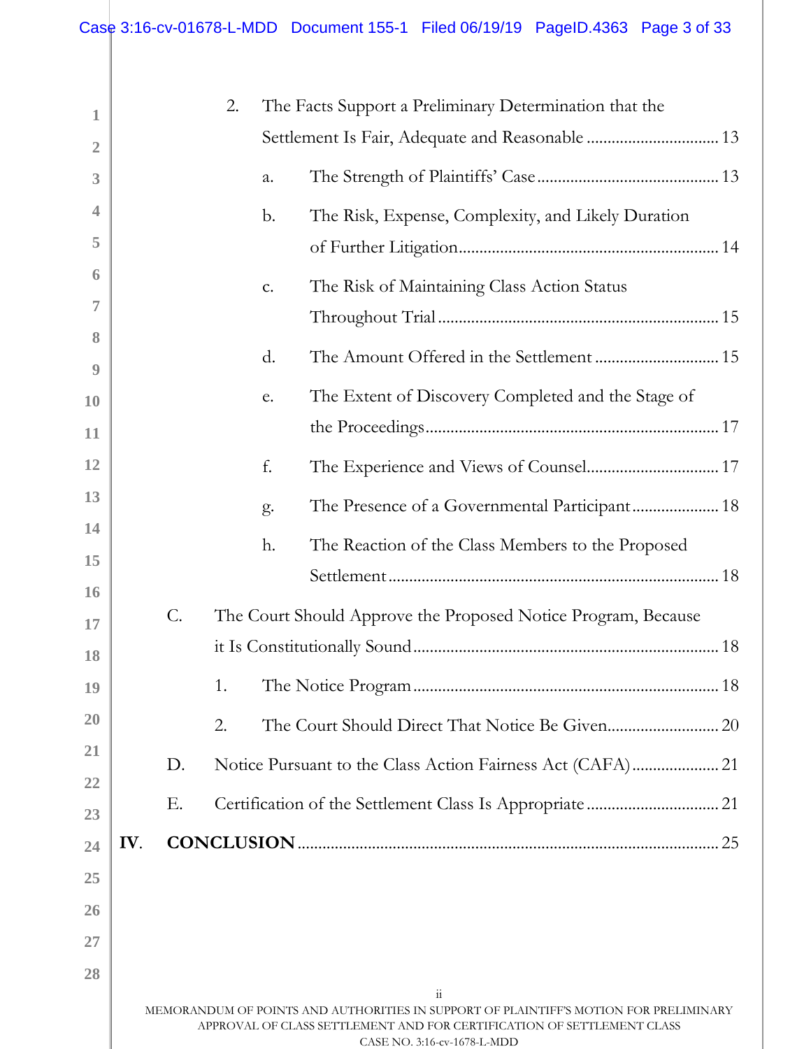2. The Facts Support a Preliminary Determination that the Settlement Is Fair, Adequate and Reasonable ............................... 13

a. The Strength of Plaintiffs' Case ........................................... 13

b. The Risk, Expense, Complexity, and Likely Duration of Further Litigation ............................................................. 14

c. The Risk of Maintaining Class Action Status Throughout Trial .................................................................. 15

d. The Amount Offered in the Settlement ............................. 15

e. The Extent of Discovery Completed and the Stage of the Proceedings ...................................................................... 17

f. The Experience and Views of Counsel ............................... 17

g. The Presence of a Governmental Participant .................... 18

h. The Reaction of the Class Members to the Proposed Settlement .............................................................................. 18

C. The Court Should Approve the Proposed Notice Program, Because it Is Constitutionally Sound ........................................................................ 18

1. The Notice Program ....................................................................... 18

2. The Court Should Direct That Notice Be Given .......................... 20

D. Notice Pursuant to the Class Action Fairness Act (CAFA) .................... 21

E. Certification of the Settlement Class Is Appropriate ............................... 21

IV. **CONCLUSION** .................................................................................... 25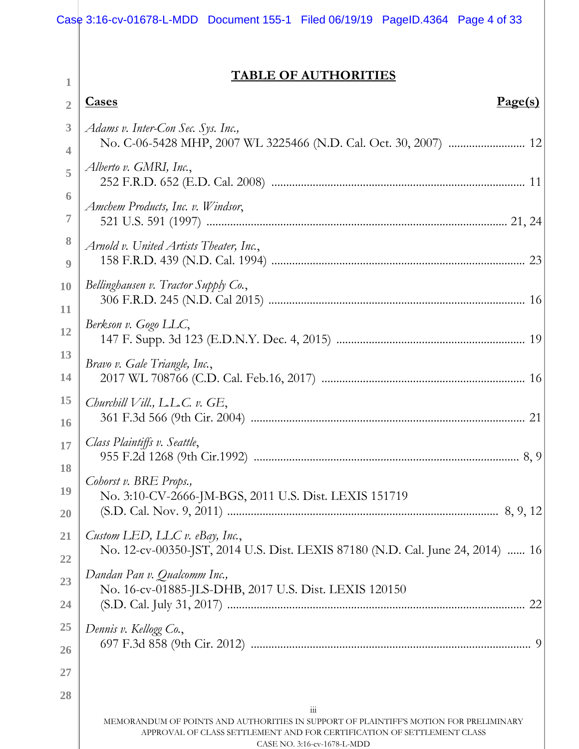## TABLE OF AUTHORITIES

| **Cases** | **Page(s)** |
|---|---|
| *Adams v. Inter-Con Sec. Sys. Inc.*, No. C-06-5428 MHP, 2007 WL 3225466 (N.D. Cal. Oct. 30, 2007) | 12 |
| *Alberto v. GMRI, Inc.*, 252 F.R.D. 652 (E.D. Cal. 2008) | 11 |
| *Amchem Products, Inc. v. Windsor*, 521 U.S. 591 (1997) | 21, 24 |
| *Arnold v. United Artists Theater, Inc.*, 158 F.R.D. 439 (N.D. Cal. 1994) | 23 |
| *Bellinghausen v. Tractor Supply Co.*, 306 F.R.D. 245 (N.D. Cal 2015) | 16 |
| *Berkson v. Gogo LLC*, 147 F. Supp. 3d 123 (E.D.N.Y. Dec. 4, 2015) | 19 |
| *Bravo v. Gale Triangle, Inc.*, 2017 WL 708766 (C.D. Cal. Feb.16, 2017) | 16 |
| *Churchill Vill., L.L.C. v. GE*, 361 F.3d 566 (9th Cir. 2004) | 21 |
| *Class Plaintiffs v. Seattle*, 955 F.2d 1268 (9th Cir.1992) | 8, 9 |
| *Cohorst v. BRE Props.*, No. 3:10-CV-2666-JM-BGS, 2011 U.S. Dist. LEXIS 151719 (S.D. Cal. Nov. 9, 2011) | 8, 9, 12 |
| *Custom LED, LLC v. eBay, Inc.*, No. 12-cv-00350-JST, 2014 U.S. Dist. LEXIS 87180 (N.D. Cal. June 24, 2014) | 16 |
| *Dandan Pan v. Qualcomm Inc.*, No. 16-cv-01885-JLS-DHB, 2017 U.S. Dist. LEXIS 120150 (S.D. Cal. July 31, 2017) | 22 |
| *Dennis v. Kellogg Co.*, 697 F.3d 858 (9th Cir. 2012) | 9 |

MEMORANDUM OF POINTS AND AUTHORITIES IN SUPPORT OF PLAINTIFF'S MOTION FOR PRELIMINARY APPROVAL OF CLASS SETTLEMENT AND FOR CERTIFICATION OF SETTLEMENT CLASS
CASE NO. 3:16-cv-01678-L-MDD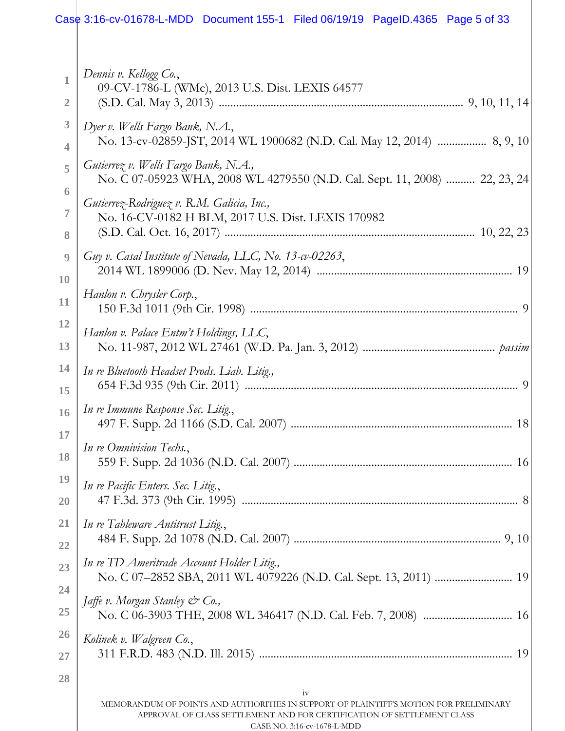*Dennis v. Kellogg Co.*,
09-CV-1786-L (WMc), 2013 U.S. Dist. LEXIS 64577
(S.D. Cal. May 3, 2013) .................................................................................. 9, 10, 11, 14

*Dyer v. Wells Fargo Bank, N.A.*,
No. 13-cv-02859-JST, 2014 WL 1900682 (N.D. Cal. May 12, 2014) ................ 8, 9, 10

*Gutierrez v. Wells Fargo Bank, N.A.*,
No. C 07-05923 WHA, 2008 WL 4279550 (N.D. Cal. Sept. 11, 2008) .......... 22, 23, 24

*Gutierrez-Rodriguez v. R.M. Galicia, Inc.*,
No. 16-CV-0182 H BLM, 2017 U.S. Dist. LEXIS 170982
(S.D. Cal. Oct. 16, 2017) .................................................................................. 10, 22, 23

*Guy v. Casal Institute of Nevada, LLC, No. 13-cv-02263*,
2014 WL 1899006 (D. Nev. May 12, 2014) .................................................................. 19

*Hanlon v. Chrysler Corp.*,
150 F.3d 1011 (9th Cir. 1998) .......................................................................................... 9

*Hanlon v. Palace Entm't Holdings, LLC*,
No. 11-987, 2012 WL 27461 (W.D. Pa. Jan. 3, 2012) ............................................ *passim*

*In re Bluetooth Headset Prods. Liab. Litig.*,
654 F.3d 935 (9th Cir. 2011) ............................................................................................ 9

*In re Immune Response Sec. Litig.*,
497 F. Supp. 2d 1166 (S.D. Cal. 2007) .......................................................................... 18

*In re Omnivision Techs.*,
559 F. Supp. 2d 1036 (N.D. Cal. 2007) .......................................................................... 16

*In re Pacific Enters. Sec. Litig.*,
47 F.3d. 373 (9th Cir. 1995) .............................................................................................. 8

*In re Tableware Antitrust Litig.*,
484 F. Supp. 2d 1078 (N.D. Cal. 2007) ...................................................................... 9, 10

*In re TD Ameritrade Account Holder Litig.*,
No. C 07–2852 SBA, 2011 WL 4079226 (N.D. Cal. Sept. 13, 2011) .......................... 19

*Jaffe v. Morgan Stanley & Co.*,
No. C 06-3903 THE, 2008 WL 346417 (N.D. Cal. Feb. 7, 2008) .............................. 16

*Kolinek v. Walgreen Co.*,
311 F.R.D. 483 (N.D. Ill. 2015) ..................................................................................... 19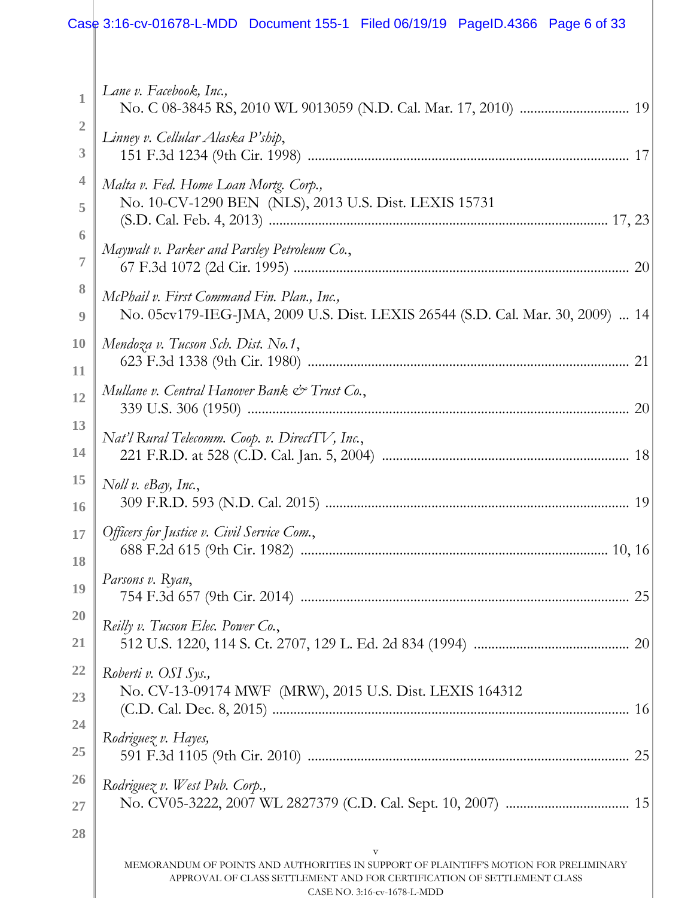*Lane v. Facebook, Inc.*,
No. C 08-3845 RS, 2010 WL 9013059 (N.D. Cal. Mar. 17, 2010) .............................. 19

*Linney v. Cellular Alaska P'ship*,
151 F.3d 1234 (9th Cir. 1998) .......................................................................................... 17

*Malta v. Fed. Home Loan Mortg. Corp.*,
No. 10-CV-1290 BEN (NLS), 2013 U.S. Dist. LEXIS 15731
(S.D. Cal. Feb. 4, 2013) ............................................................................................ 17, 23

*Maywalt v. Parker and Parsley Petroleum Co.*,
67 F.3d 1072 (2d Cir. 1995) ............................................................................................ 20

*McPhail v. First Command Fin. Plan., Inc.*,
No. 05cv179-IEG-JMA, 2009 U.S. Dist. LEXIS 26544 (S.D. Cal. Mar. 30, 2009) ... 14

*Mendoza v. Tucson Sch. Dist. No.1*,
623 F.3d 1338 (9th Cir. 1980) ......................................................................................... 21

*Mullane v. Central Hanover Bank & Trust Co.*,
339 U.S. 306 (1950) ......................................................................................................... 20

*Nat'l Rural Telecomm. Coop. v. DirectTV, Inc.*,
221 F.R.D. at 528 (C.D. Cal. Jan. 5, 2004) ................................................................... 18

*Noll v. eBay, Inc.*,
309 F.R.D. 593 (N.D. Cal. 2015) ................................................................................... 19

*Officers for Justice v. Civil Service Com.*,
688 F.2d 615 (9th Cir. 1982) ..................................................................................... 10, 16

*Parsons v. Ryan*,
754 F.3d 657 (9th Cir. 2014) ........................................................................................... 25

*Reilly v. Tucson Elec. Power Co.*,
512 U.S. 1220, 114 S. Ct. 2707, 129 L. Ed. 2d 834 (1994) ........................................... 20

*Roberti v. OSI Sys.*,
No. CV-13-09174 MWF (MRW), 2015 U.S. Dist. LEXIS 164312
(C.D. Cal. Dec. 8, 2015) .................................................................................................. 16

*Rodriguez v. Hayes*,
591 F.3d 1105 (9th Cir. 2010) ......................................................................................... 25

*Rodriguez v. West Pub. Corp.*,
No. CV05-3222, 2007 WL 2827379 (C.D. Cal. Sept. 10, 2007) .................................. 15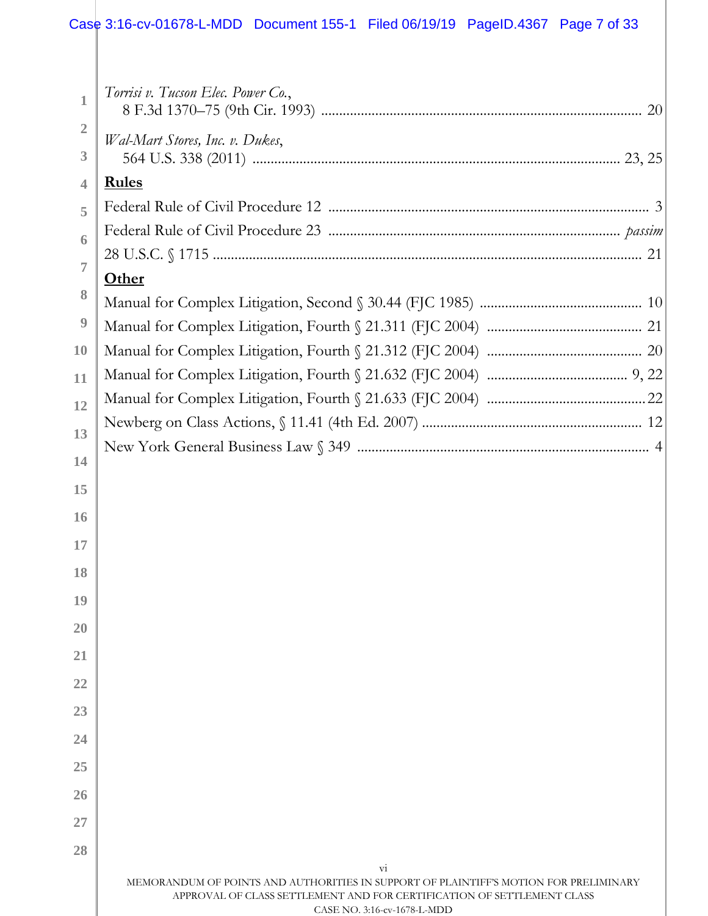*Torrisi v. Tucson Elec. Power Co.*,
8 F.3d 1370–75 (9th Cir. 1993) .......................................................................................... 20

*Wal-Mart Stores, Inc. v. Dukes*,
564 U.S. 338 (2011) ..................................................................................................... 23, 25

**Rules**

Federal Rule of Civil Procedure 12 ........................................................................................ 3

Federal Rule of Civil Procedure 23 ............................................................................... *passim*

28 U.S.C. § 1715 ..................................................................................................................... 21

**Other**

Manual for Complex Litigation, Second § 30.44 (FJC 1985) ............................................ 10

Manual for Complex Litigation, Fourth § 21.311 (FJC 2004) .......................................... 21

Manual for Complex Litigation, Fourth § 21.312 (FJC 2004) .......................................... 20

Manual for Complex Litigation, Fourth § 21.632 (FJC 2004) ....................................... 9, 22

Manual for Complex Litigation, Fourth § 21.633 (FJC 2004) ............................................ 22

Newberg on Class Actions, § 11.41 (4th Ed. 2007) ............................................................ 12

New York General Business Law § 349 ................................................................................ 4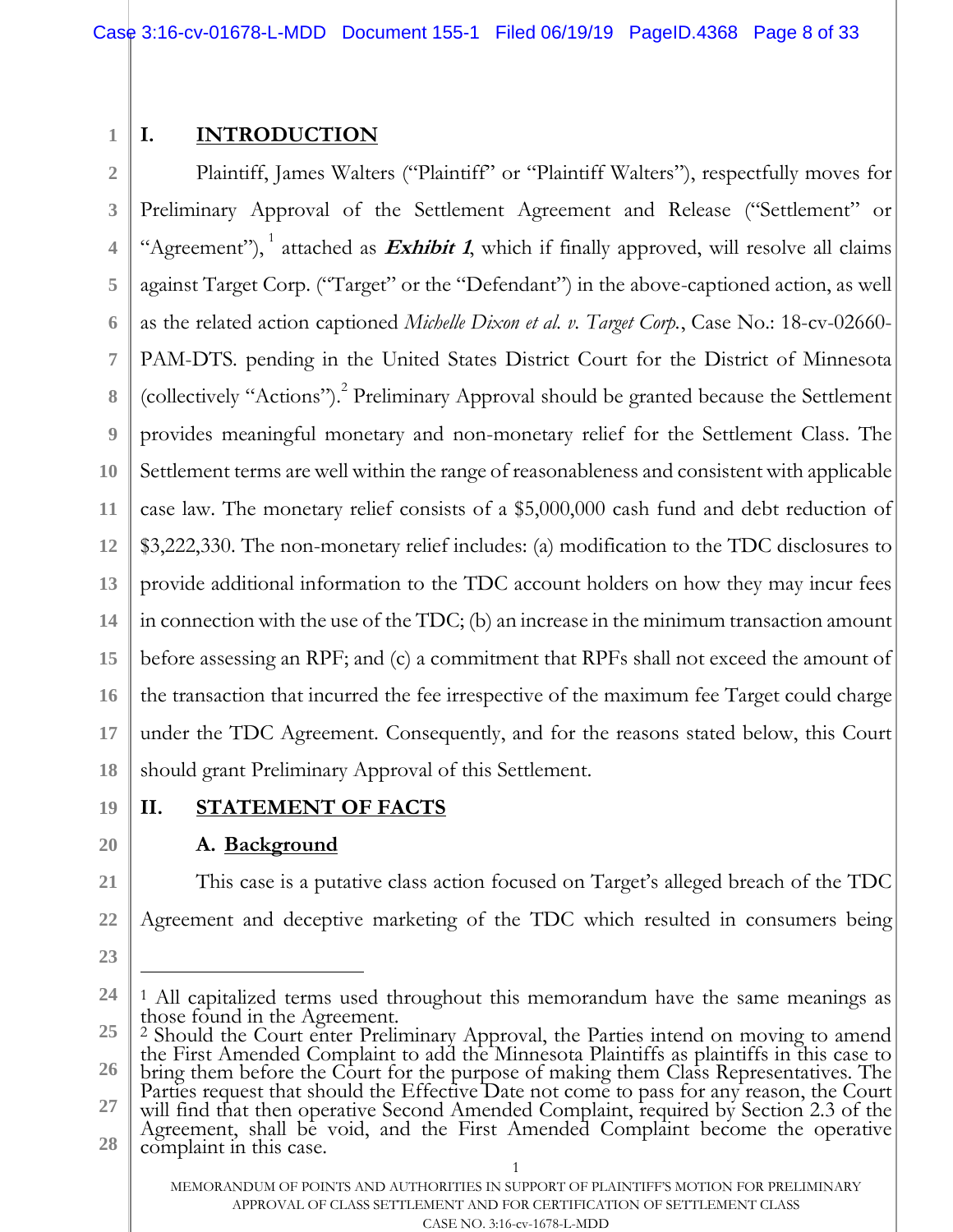## I. INTRODUCTION

Plaintiff, James Walters ("Plaintiff" or "Plaintiff Walters"), respectfully moves for Preliminary Approval of the Settlement Agreement and Release ("Settlement" or "Agreement"),[1] attached as ***Exhibit 1***, which if finally approved, will resolve all claims against Target Corp. ("Target" or the "Defendant") in the above-captioned action, as well as the related action captioned *Michelle Dixon et al. v. Target Corp.*, Case No.: 18-cv-02660-PAM-DTS. pending in the United States District Court for the District of Minnesota (collectively "Actions").[2] Preliminary Approval should be granted because the Settlement provides meaningful monetary and non-monetary relief for the Settlement Class. The Settlement terms are well within the range of reasonableness and consistent with applicable case law. The monetary relief consists of a $5,000,000 cash fund and debt reduction of $3,222,330. The non-monetary relief includes: (a) modification to the TDC disclosures to provide additional information to the TDC account holders on how they may incur fees in connection with the use of the TDC; (b) an increase in the minimum transaction amount before assessing an RPF; and (c) a commitment that RPFs shall not exceed the amount of the transaction that incurred the fee irrespective of the maximum fee Target could charge under the TDC Agreement. Consequently, and for the reasons stated below, this Court should grant Preliminary Approval of this Settlement.

## II. STATEMENT OF FACTS

### A. Background

This case is a putative class action focused on Target's alleged breach of the TDC Agreement and deceptive marketing of the TDC which resulted in consumers being

---

[1] All capitalized terms used throughout this memorandum have the same meanings as those found in the Agreement.

[2] Should the Court enter Preliminary Approval, the Parties intend on moving to amend the First Amended Complaint to add the Minnesota Plaintiffs as plaintiffs in this case to bring them before the Court for the purpose of making them Class Representatives. The Parties request that should the Effective Date not come to pass for any reason, the Court will find that then operative Second Amended Complaint, required by Section 2.3 of the Agreement, shall be void, and the First Amended Complaint become the operative complaint in this case.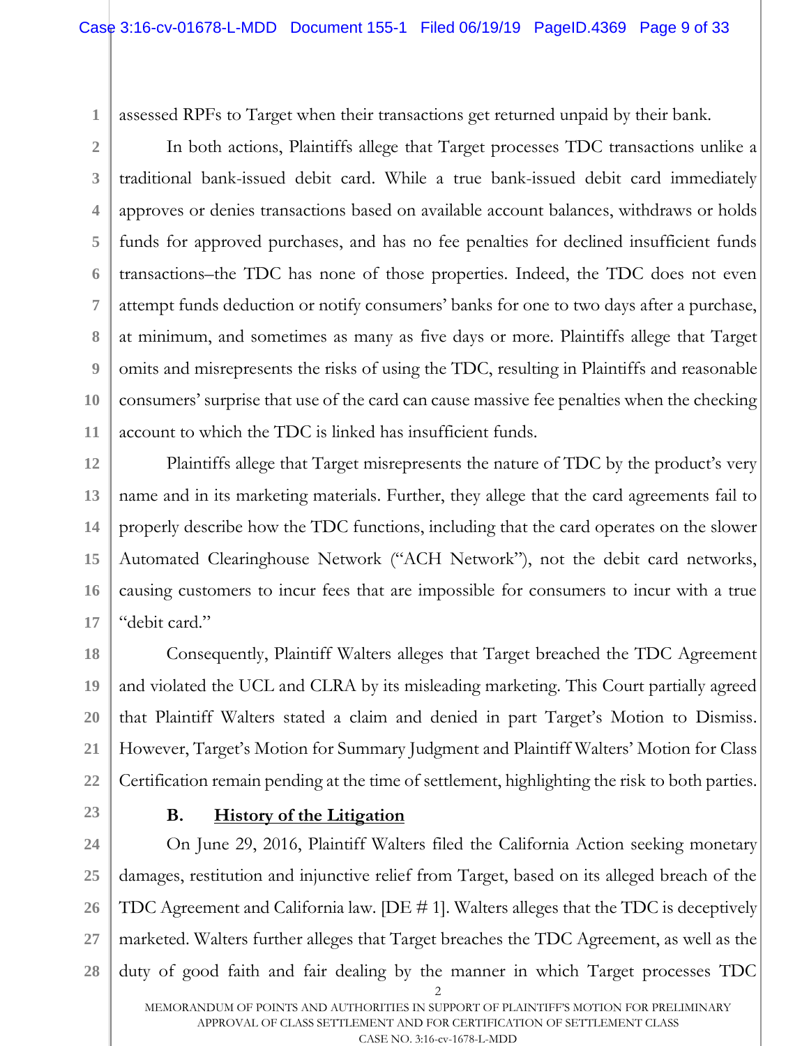assessed RPFs to Target when their transactions get returned unpaid by their bank.

In both actions, Plaintiffs allege that Target processes TDC transactions unlike a traditional bank-issued debit card. While a true bank-issued debit card immediately approves or denies transactions based on available account balances, withdraws or holds funds for approved purchases, and has no fee penalties for declined insufficient funds transactions–the TDC has none of those properties. Indeed, the TDC does not even attempt funds deduction or notify consumers' banks for one to two days after a purchase, at minimum, and sometimes as many as five days or more. Plaintiffs allege that Target omits and misrepresents the risks of using the TDC, resulting in Plaintiffs and reasonable consumers' surprise that use of the card can cause massive fee penalties when the checking account to which the TDC is linked has insufficient funds.

Plaintiffs allege that Target misrepresents the nature of TDC by the product's very name and in its marketing materials. Further, they allege that the card agreements fail to properly describe how the TDC functions, including that the card operates on the slower Automated Clearinghouse Network ("ACH Network"), not the debit card networks, causing customers to incur fees that are impossible for consumers to incur with a true "debit card."

Consequently, Plaintiff Walters alleges that Target breached the TDC Agreement and violated the UCL and CLRA by its misleading marketing. This Court partially agreed that Plaintiff Walters stated a claim and denied in part Target's Motion to Dismiss. However, Target's Motion for Summary Judgment and Plaintiff Walters' Motion for Class Certification remain pending at the time of settlement, highlighting the risk to both parties.

### B. History of the Litigation

On June 29, 2016, Plaintiff Walters filed the California Action seeking monetary damages, restitution and injunctive relief from Target, based on its alleged breach of the TDC Agreement and California law. [DE # 1]. Walters alleges that the TDC is deceptively marketed. Walters further alleges that Target breaches the TDC Agreement, as well as the duty of good faith and fair dealing by the manner in which Target processes TDC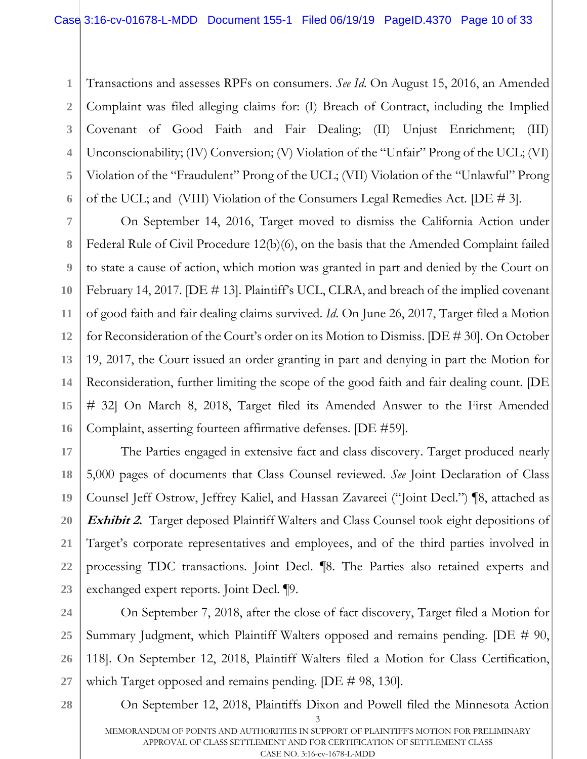Transactions and assesses RPFs on consumers. *See Id.* On August 15, 2016, an Amended Complaint was filed alleging claims for: (I) Breach of Contract, including the Implied Covenant of Good Faith and Fair Dealing; (II) Unjust Enrichment; (III) Unconscionability; (IV) Conversion; (V) Violation of the "Unfair" Prong of the UCL; (VI) Violation of the "Fraudulent" Prong of the UCL; (VII) Violation of the "Unlawful" Prong of the UCL; and (VIII) Violation of the Consumers Legal Remedies Act. [DE # 3].

On September 14, 2016, Target moved to dismiss the California Action under Federal Rule of Civil Procedure 12(b)(6), on the basis that the Amended Complaint failed to state a cause of action, which motion was granted in part and denied by the Court on February 14, 2017. [DE # 13]. Plaintiff's UCL, CLRA, and breach of the implied covenant of good faith and fair dealing claims survived. *Id.* On June 26, 2017, Target filed a Motion for Reconsideration of the Court's order on its Motion to Dismiss. [DE # 30]. On October 19, 2017, the Court issued an order granting in part and denying in part the Motion for Reconsideration, further limiting the scope of the good faith and fair dealing count. [DE # 32] On March 8, 2018, Target filed its Amended Answer to the First Amended Complaint, asserting fourteen affirmative defenses. [DE #59].

The Parties engaged in extensive fact and class discovery. Target produced nearly 5,000 pages of documents that Class Counsel reviewed. *See* Joint Declaration of Class Counsel Jeff Ostrow, Jeffrey Kaliel, and Hassan Zavareei ("Joint Decl.") ¶8, attached as ***Exhibit 2.*** Target deposed Plaintiff Walters and Class Counsel took eight depositions of Target's corporate representatives and employees, and of the third parties involved in processing TDC transactions. Joint Decl. ¶8. The Parties also retained experts and exchanged expert reports. Joint Decl. ¶9.

On September 7, 2018, after the close of fact discovery, Target filed a Motion for Summary Judgment, which Plaintiff Walters opposed and remains pending. [DE # 90, 118]. On September 12, 2018, Plaintiff Walters filed a Motion for Class Certification, which Target opposed and remains pending. [DE # 98, 130].

On September 12, 2018, Plaintiffs Dixon and Powell filed the Minnesota Action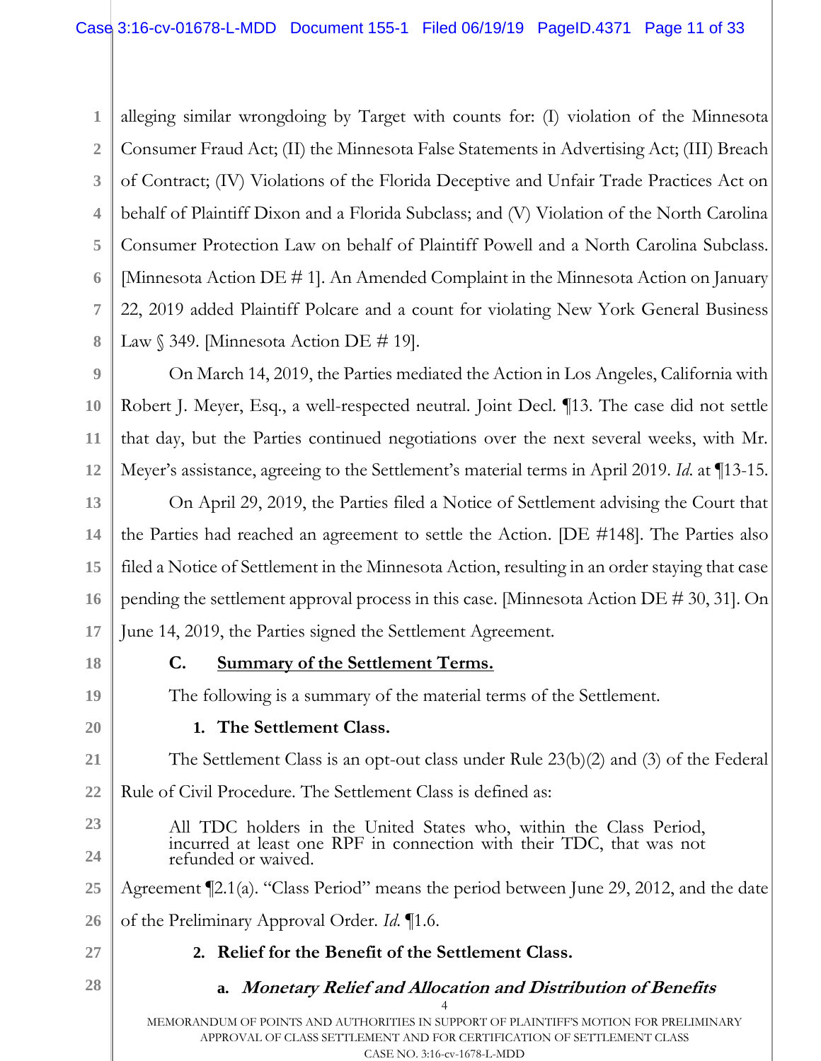alleging similar wrongdoing by Target with counts for: (I) violation of the Minnesota Consumer Fraud Act; (II) the Minnesota False Statements in Advertising Act; (III) Breach of Contract; (IV) Violations of the Florida Deceptive and Unfair Trade Practices Act on behalf of Plaintiff Dixon and a Florida Subclass; and (V) Violation of the North Carolina Consumer Protection Law on behalf of Plaintiff Powell and a North Carolina Subclass. [Minnesota Action DE # 1]. An Amended Complaint in the Minnesota Action on January 22, 2019 added Plaintiff Polcare and a count for violating New York General Business Law § 349. [Minnesota Action DE # 19].

On March 14, 2019, the Parties mediated the Action in Los Angeles, California with Robert J. Meyer, Esq., a well-respected neutral. Joint Decl. ¶13. The case did not settle that day, but the Parties continued negotiations over the next several weeks, with Mr. Meyer's assistance, agreeing to the Settlement's material terms in April 2019. *Id.* at ¶13-15.

On April 29, 2019, the Parties filed a Notice of Settlement advising the Court that the Parties had reached an agreement to settle the Action. [DE #148]. The Parties also filed a Notice of Settlement in the Minnesota Action, resulting in an order staying that case pending the settlement approval process in this case. [Minnesota Action DE # 30, 31]. On June 14, 2019, the Parties signed the Settlement Agreement.

### C. <u>Summary of the Settlement Terms.</u>

The following is a summary of the material terms of the Settlement.

#### 1. The Settlement Class.

The Settlement Class is an opt-out class under Rule 23(b)(2) and (3) of the Federal Rule of Civil Procedure. The Settlement Class is defined as:

> All TDC holders in the United States who, within the Class Period, incurred at least one RPF in connection with their TDC, that was not refunded or waived.

Agreement ¶2.1(a). "Class Period" means the period between June 29, 2012, and the date of the Preliminary Approval Order. *Id.* ¶1.6.

#### 2. Relief for the Benefit of the Settlement Class.

##### a. *Monetary Relief and Allocation and Distribution of Benefits*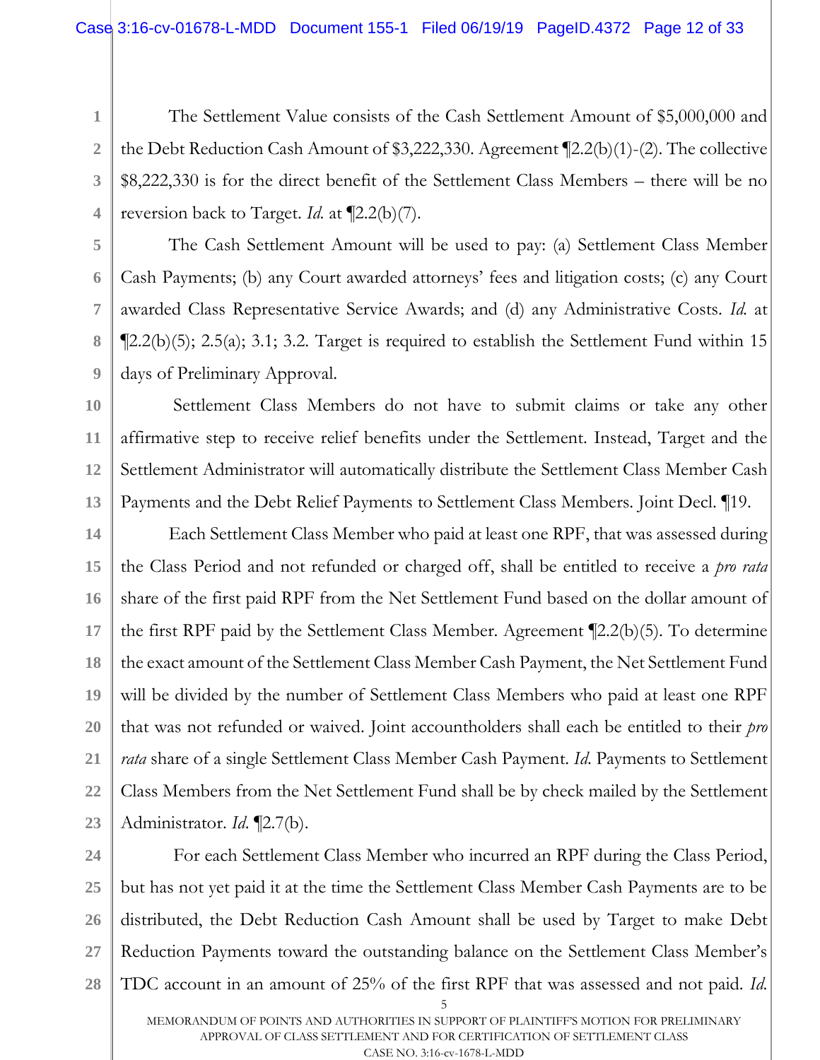The Settlement Value consists of the Cash Settlement Amount of $5,000,000 and the Debt Reduction Cash Amount of $3,222,330. Agreement ¶2.2(b)(1)-(2). The collective $8,222,330 is for the direct benefit of the Settlement Class Members – there will be no reversion back to Target. *Id.* at ¶2.2(b)(7).

The Cash Settlement Amount will be used to pay: (a) Settlement Class Member Cash Payments; (b) any Court awarded attorneys' fees and litigation costs; (c) any Court awarded Class Representative Service Awards; and (d) any Administrative Costs. *Id.* at ¶2.2(b)(5); 2.5(a); 3.1; 3.2. Target is required to establish the Settlement Fund within 15 days of Preliminary Approval.

Settlement Class Members do not have to submit claims or take any other affirmative step to receive relief benefits under the Settlement. Instead, Target and the Settlement Administrator will automatically distribute the Settlement Class Member Cash Payments and the Debt Relief Payments to Settlement Class Members. Joint Decl. ¶19.

Each Settlement Class Member who paid at least one RPF, that was assessed during the Class Period and not refunded or charged off, shall be entitled to receive a *pro rata* share of the first paid RPF from the Net Settlement Fund based on the dollar amount of the first RPF paid by the Settlement Class Member. Agreement ¶2.2(b)(5). To determine the exact amount of the Settlement Class Member Cash Payment, the Net Settlement Fund will be divided by the number of Settlement Class Members who paid at least one RPF that was not refunded or waived. Joint accountholders shall each be entitled to their *pro rata* share of a single Settlement Class Member Cash Payment. *Id.* Payments to Settlement Class Members from the Net Settlement Fund shall be by check mailed by the Settlement Administrator. *Id.* ¶2.7(b).

For each Settlement Class Member who incurred an RPF during the Class Period, but has not yet paid it at the time the Settlement Class Member Cash Payments are to be distributed, the Debt Reduction Cash Amount shall be used by Target to make Debt Reduction Payments toward the outstanding balance on the Settlement Class Member's TDC account in an amount of 25% of the first RPF that was assessed and not paid. *Id.*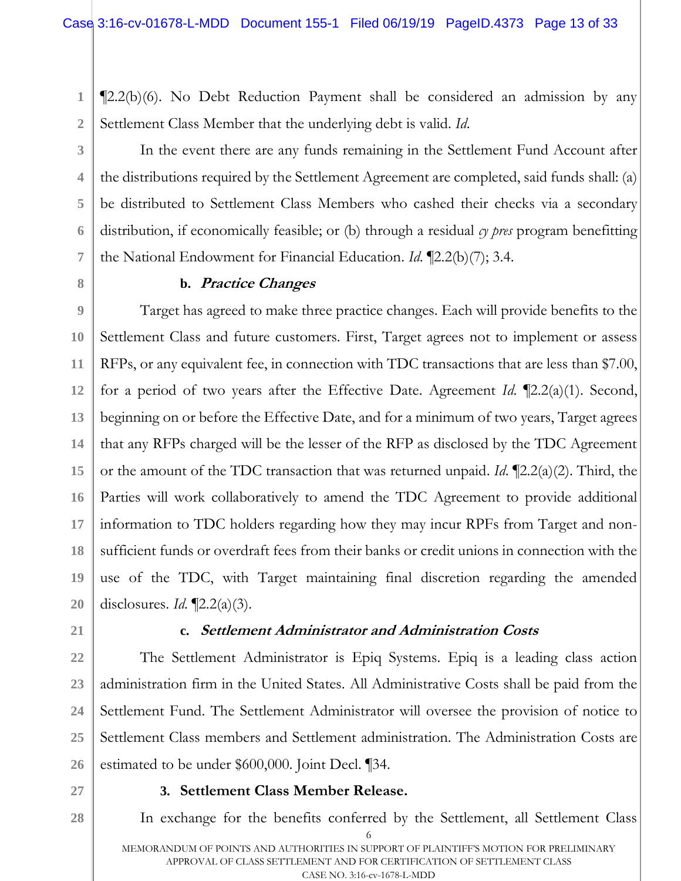¶2.2(b)(6). No Debt Reduction Payment shall be considered an admission by any Settlement Class Member that the underlying debt is valid. *Id.*

In the event there are any funds remaining in the Settlement Fund Account after the distributions required by the Settlement Agreement are completed, said funds shall: (a) be distributed to Settlement Class Members who cashed their checks via a secondary distribution, if economically feasible; or (b) through a residual *cy pres* program benefitting the National Endowment for Financial Education. *Id.* ¶2.2(b)(7); 3.4.

#### b. ***Practice Changes***

Target has agreed to make three practice changes. Each will provide benefits to the Settlement Class and future customers. First, Target agrees not to implement or assess RFPs, or any equivalent fee, in connection with TDC transactions that are less than $7.00, for a period of two years after the Effective Date. Agreement *Id.* ¶2.2(a)(1). Second, beginning on or before the Effective Date, and for a minimum of two years, Target agrees that any RFPs charged will be the lesser of the RFP as disclosed by the TDC Agreement or the amount of the TDC transaction that was returned unpaid. *Id.* ¶2.2(a)(2). Third, the Parties will work collaboratively to amend the TDC Agreement to provide additional information to TDC holders regarding how they may incur RPFs from Target and non-sufficient funds or overdraft fees from their banks or credit unions in connection with the use of the TDC, with Target maintaining final discretion regarding the amended disclosures. *Id.* ¶2.2(a)(3).

#### c. ***Settlement Administrator and Administration Costs***

The Settlement Administrator is Epiq Systems. Epiq is a leading class action administration firm in the United States. All Administrative Costs shall be paid from the Settlement Fund. The Settlement Administrator will oversee the provision of notice to Settlement Class members and Settlement administration. The Administration Costs are estimated to be under $600,000. Joint Decl. ¶34.

### 3. Settlement Class Member Release.

In exchange for the benefits conferred by the Settlement, all Settlement Class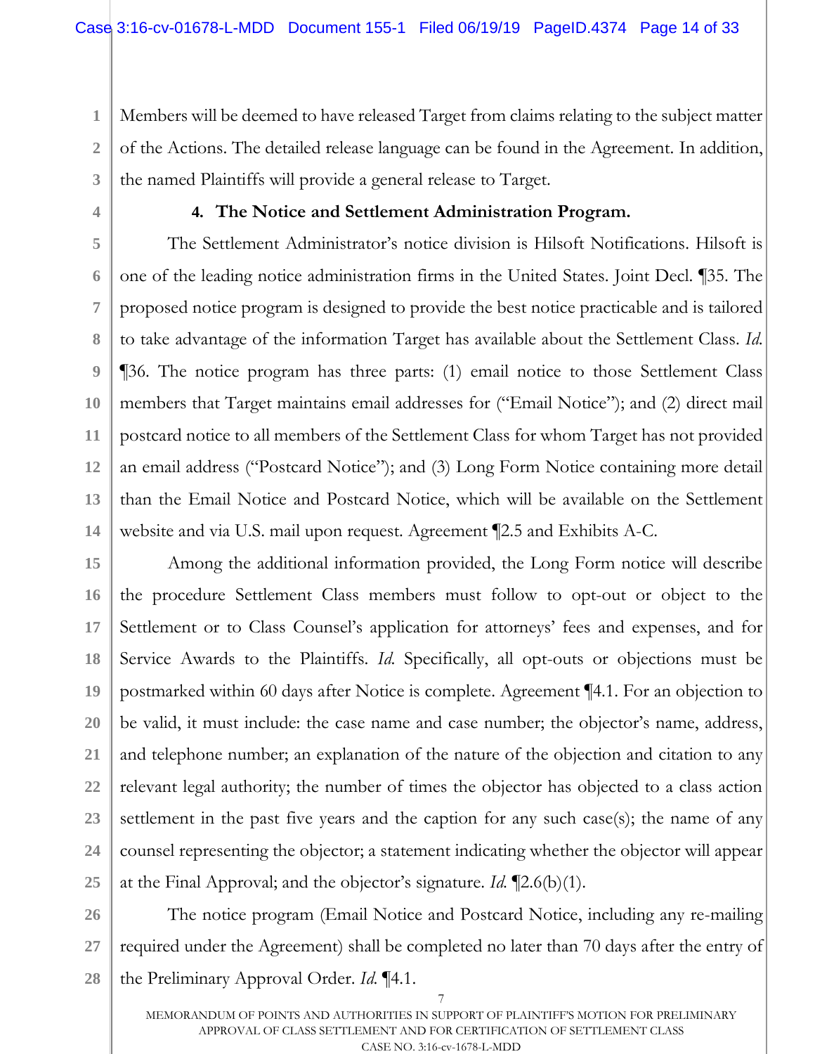Members will be deemed to have released Target from claims relating to the subject matter of the Actions. The detailed release language can be found in the Agreement. In addition, the named Plaintiffs will provide a general release to Target.

#### 4. The Notice and Settlement Administration Program.

The Settlement Administrator's notice division is Hilsoft Notifications. Hilsoft is one of the leading notice administration firms in the United States. Joint Decl. ¶35. The proposed notice program is designed to provide the best notice practicable and is tailored to take advantage of the information Target has available about the Settlement Class. *Id.* ¶36. The notice program has three parts: (1) email notice to those Settlement Class members that Target maintains email addresses for ("Email Notice"); and (2) direct mail postcard notice to all members of the Settlement Class for whom Target has not provided an email address ("Postcard Notice"); and (3) Long Form Notice containing more detail than the Email Notice and Postcard Notice, which will be available on the Settlement website and via U.S. mail upon request. Agreement ¶2.5 and Exhibits A-C.

Among the additional information provided, the Long Form notice will describe the procedure Settlement Class members must follow to opt-out or object to the Settlement or to Class Counsel's application for attorneys' fees and expenses, and for Service Awards to the Plaintiffs. *Id.* Specifically, all opt-outs or objections must be postmarked within 60 days after Notice is complete. Agreement ¶4.1. For an objection to be valid, it must include: the case name and case number; the objector's name, address, and telephone number; an explanation of the nature of the objection and citation to any relevant legal authority; the number of times the objector has objected to a class action settlement in the past five years and the caption for any such case(s); the name of any counsel representing the objector; a statement indicating whether the objector will appear at the Final Approval; and the objector's signature. *Id.* ¶2.6(b)(1).

The notice program (Email Notice and Postcard Notice, including any re-mailing required under the Agreement) shall be completed no later than 70 days after the entry of the Preliminary Approval Order. *Id.* ¶4.1.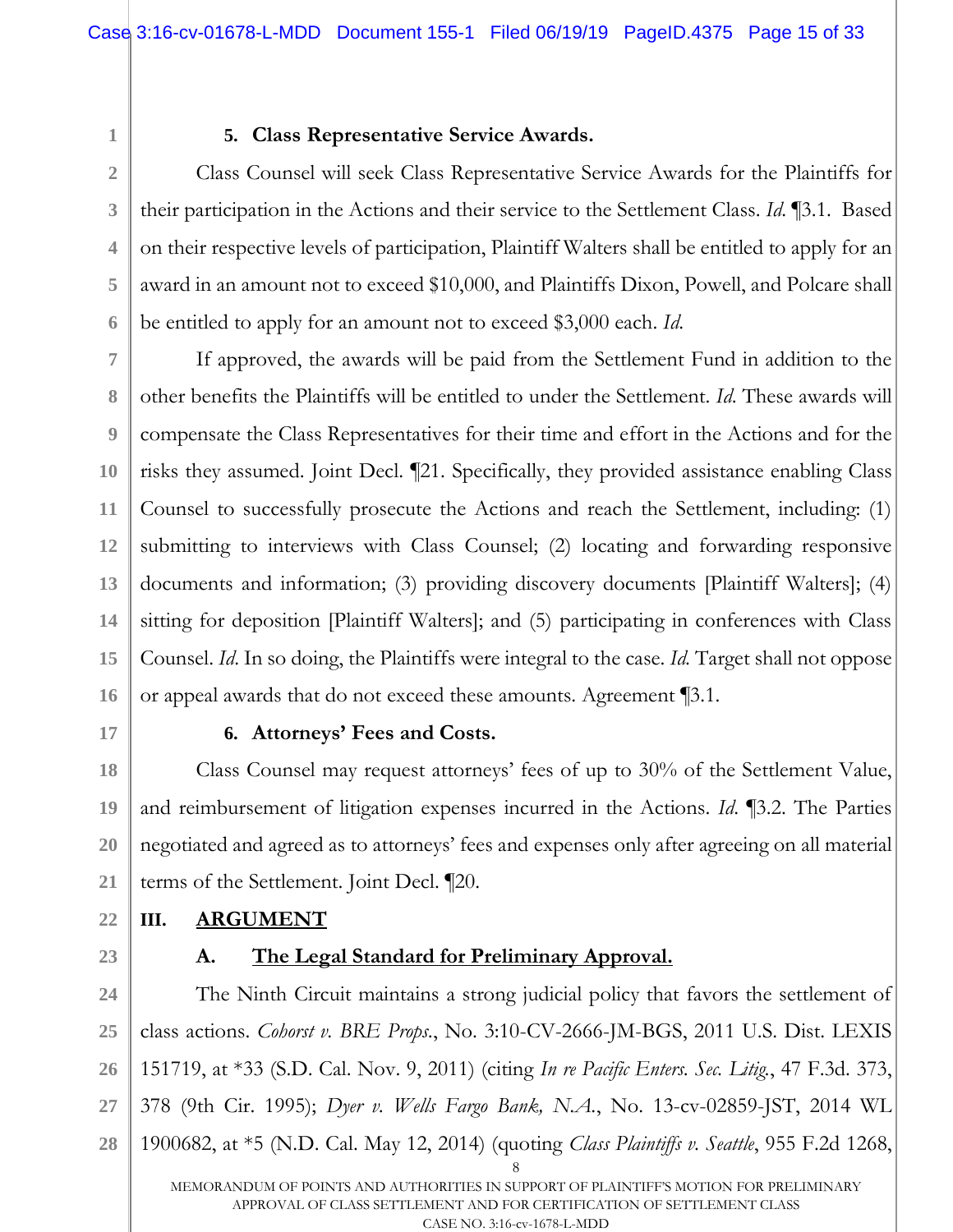#### 5. Class Representative Service Awards.

Class Counsel will seek Class Representative Service Awards for the Plaintiffs for their participation in the Actions and their service to the Settlement Class. *Id.* ¶3.1. Based on their respective levels of participation, Plaintiff Walters shall be entitled to apply for an award in an amount not to exceed $10,000, and Plaintiffs Dixon, Powell, and Polcare shall be entitled to apply for an amount not to exceed $3,000 each. *Id.*

If approved, the awards will be paid from the Settlement Fund in addition to the other benefits the Plaintiffs will be entitled to under the Settlement. *Id.* These awards will compensate the Class Representatives for their time and effort in the Actions and for the risks they assumed. Joint Decl. ¶21. Specifically, they provided assistance enabling Class Counsel to successfully prosecute the Actions and reach the Settlement, including: (1) submitting to interviews with Class Counsel; (2) locating and forwarding responsive documents and information; (3) providing discovery documents [Plaintiff Walters]; (4) sitting for deposition [Plaintiff Walters]; and (5) participating in conferences with Class Counsel. *Id.* In so doing, the Plaintiffs were integral to the case. *Id.* Target shall not oppose or appeal awards that do not exceed these amounts. Agreement ¶3.1.

#### 6. Attorneys' Fees and Costs.

Class Counsel may request attorneys' fees of up to 30% of the Settlement Value, and reimbursement of litigation expenses incurred in the Actions. *Id.* ¶3.2. The Parties negotiated and agreed as to attorneys' fees and expenses only after agreeing on all material terms of the Settlement. Joint Decl. ¶20.

## III. ARGUMENT

### A. The Legal Standard for Preliminary Approval.

The Ninth Circuit maintains a strong judicial policy that favors the settlement of class actions. *Cohorst v. BRE Props.*, No. 3:10-CV-2666-JM-BGS, 2011 U.S. Dist. LEXIS 151719, at *33 (S.D. Cal. Nov. 9, 2011) (citing *In re Pacific Enters. Sec. Litig.*, 47 F.3d. 373, 378 (9th Cir. 1995); *Dyer v. Wells Fargo Bank, N.A.*, No. 13-cv-02859-JST, 2014 WL 1900682, at *5 (N.D. Cal. May 12, 2014) (quoting *Class Plaintiffs v. Seattle*, 955 F.2d 1268,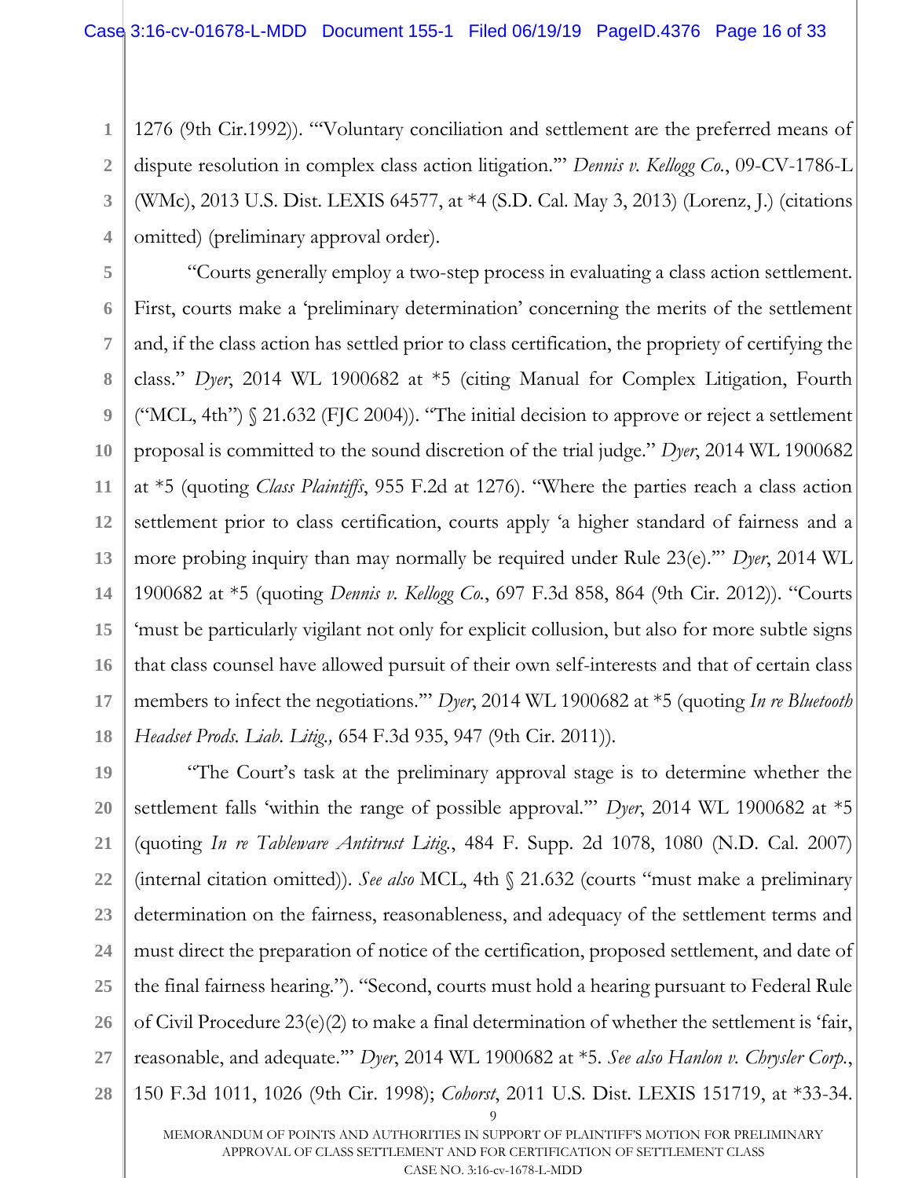1276 (9th Cir.1992)). "'Voluntary conciliation and settlement are the preferred means of dispute resolution in complex class action litigation.'" *Dennis v. Kellogg Co.*, 09-CV-1786-L (WMc), 2013 U.S. Dist. LEXIS 64577, at *4 (S.D. Cal. May 3, 2013) (Lorenz, J.) (citations omitted) (preliminary approval order).

"Courts generally employ a two-step process in evaluating a class action settlement. First, courts make a 'preliminary determination' concerning the merits of the settlement and, if the class action has settled prior to class certification, the propriety of certifying the class." *Dyer*, 2014 WL 1900682 at *5 (citing Manual for Complex Litigation, Fourth ("MCL, 4th") § 21.632 (FJC 2004)). "The initial decision to approve or reject a settlement proposal is committed to the sound discretion of the trial judge." *Dyer*, 2014 WL 1900682 at *5 (quoting *Class Plaintiffs*, 955 F.2d at 1276). "Where the parties reach a class action settlement prior to class certification, courts apply 'a higher standard of fairness and a more probing inquiry than may normally be required under Rule 23(e).'" *Dyer*, 2014 WL 1900682 at *5 (quoting *Dennis v. Kellogg Co.*, 697 F.3d 858, 864 (9th Cir. 2012)). "Courts 'must be particularly vigilant not only for explicit collusion, but also for more subtle signs that class counsel have allowed pursuit of their own self-interests and that of certain class members to infect the negotiations.'" *Dyer*, 2014 WL 1900682 at *5 (quoting *In re Bluetooth Headset Prods. Liab. Litig.,* 654 F.3d 935, 947 (9th Cir. 2011)).

"The Court's task at the preliminary approval stage is to determine whether the settlement falls 'within the range of possible approval.'" *Dyer*, 2014 WL 1900682 at *5 (quoting *In re Tableware Antitrust Litig.*, 484 F. Supp. 2d 1078, 1080 (N.D. Cal. 2007) (internal citation omitted)). *See also* MCL, 4th § 21.632 (courts "must make a preliminary determination on the fairness, reasonableness, and adequacy of the settlement terms and must direct the preparation of notice of the certification, proposed settlement, and date of the final fairness hearing."). "Second, courts must hold a hearing pursuant to Federal Rule of Civil Procedure 23(e)(2) to make a final determination of whether the settlement is 'fair, reasonable, and adequate.'" *Dyer*, 2014 WL 1900682 at *5. *See also Hanlon v. Chrysler Corp.*, 150 F.3d 1011, 1026 (9th Cir. 1998); *Cohorst*, 2011 U.S. Dist. LEXIS 151719, at *33-34.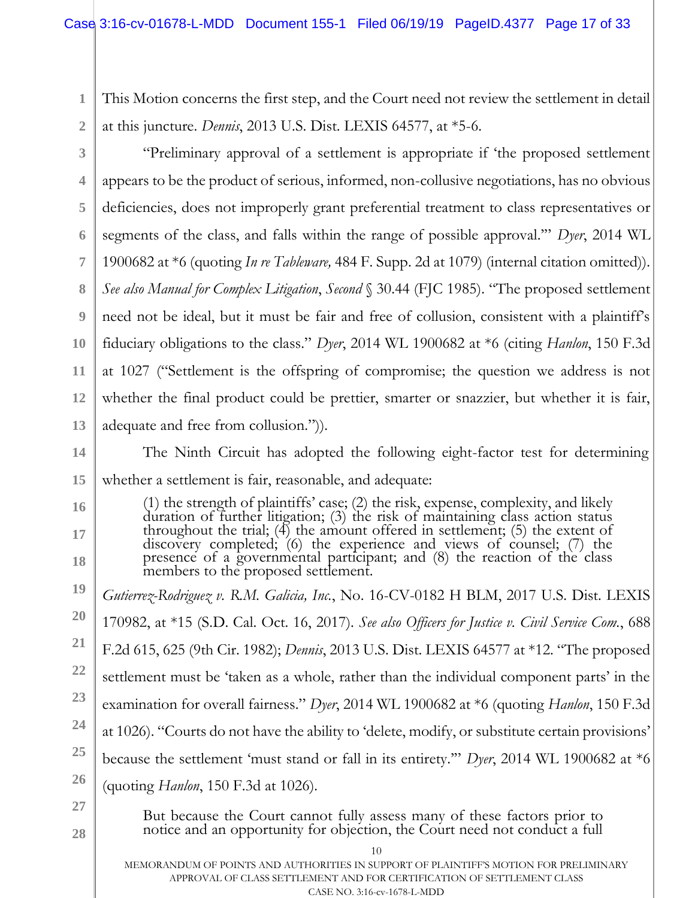This Motion concerns the first step, and the Court need not review the settlement in detail at this juncture. *Dennis*, 2013 U.S. Dist. LEXIS 64577, at *5-6.

"Preliminary approval of a settlement is appropriate if 'the proposed settlement appears to be the product of serious, informed, non-collusive negotiations, has no obvious deficiencies, does not improperly grant preferential treatment to class representatives or segments of the class, and falls within the range of possible approval.'" *Dyer*, 2014 WL 1900682 at *6 (quoting *In re Tableware,* 484 F. Supp. 2d at 1079) (internal citation omitted)). *See also Manual for Complex Litigation*, *Second* § 30.44 (FJC 1985). "The proposed settlement need not be ideal, but it must be fair and free of collusion, consistent with a plaintiff's fiduciary obligations to the class." *Dyer*, 2014 WL 1900682 at *6 (citing *Hanlon*, 150 F.3d at 1027 ("Settlement is the offspring of compromise; the question we address is not whether the final product could be prettier, smarter or snazzier, but whether it is fair, adequate and free from collusion.")).

The Ninth Circuit has adopted the following eight-factor test for determining whether a settlement is fair, reasonable, and adequate:

> (1) the strength of plaintiffs' case; (2) the risk, expense, complexity, and likely duration of further litigation; (3) the risk of maintaining class action status throughout the trial; (4) the amount offered in settlement; (5) the extent of discovery completed; (6) the experience and views of counsel; (7) the presence of a governmental participant; and (8) the reaction of the class members to the proposed settlement.

*Gutierrez-Rodriguez v. R.M. Galicia, Inc.*, No. 16-CV-0182 H BLM, 2017 U.S. Dist. LEXIS 170982, at *15 (S.D. Cal. Oct. 16, 2017). *See also Officers for Justice v. Civil Service Com.*, 688 F.2d 615, 625 (9th Cir. 1982); *Dennis*, 2013 U.S. Dist. LEXIS 64577 at *12. "The proposed settlement must be 'taken as a whole, rather than the individual component parts' in the examination for overall fairness." *Dyer*, 2014 WL 1900682 at *6 (quoting *Hanlon*, 150 F.3d at 1026). "Courts do not have the ability to 'delete, modify, or substitute certain provisions' because the settlement 'must stand or fall in its entirety.'" *Dyer*, 2014 WL 1900682 at *6 (quoting *Hanlon*, 150 F.3d at 1026).

> But because the Court cannot fully assess many of these factors prior to notice and an opportunity for objection, the Court need not conduct a full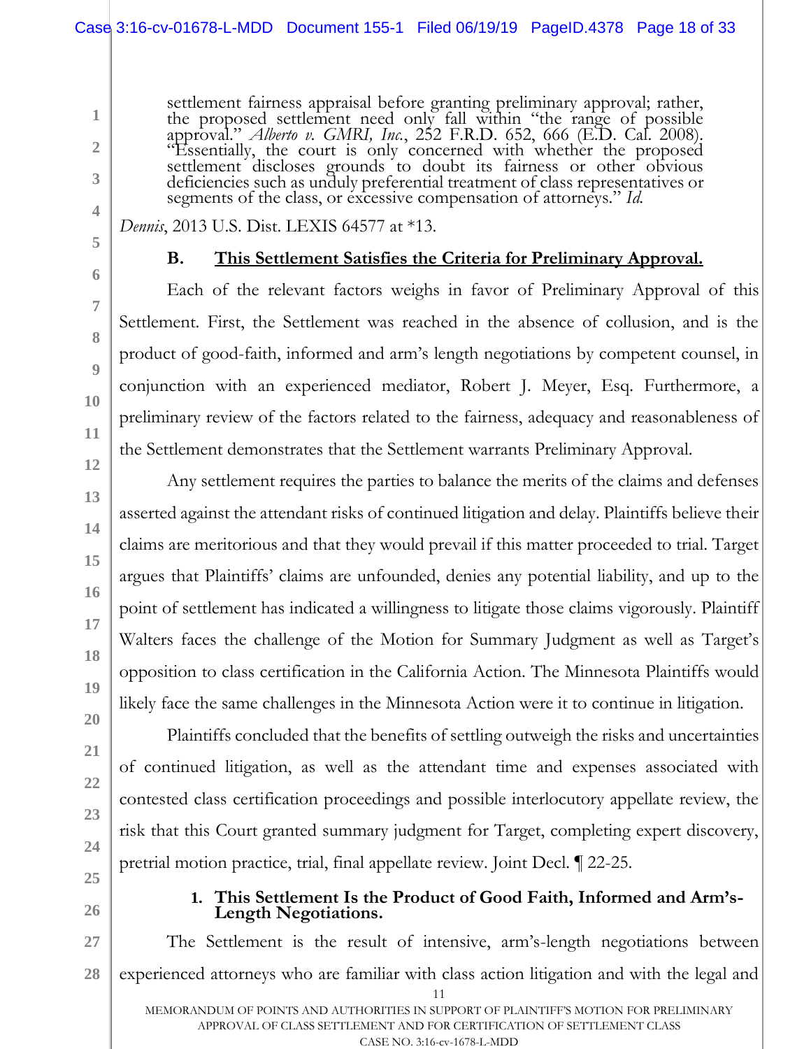> settlement fairness appraisal before granting preliminary approval; rather, the proposed settlement need only fall within "the range of possible approval." *Alberto v. GMRI, Inc.*, 252 F.R.D. 652, 666 (E.D. Cal. 2008). "Essentially, the court is only concerned with whether the proposed settlement discloses grounds to doubt its fairness or other obvious deficiencies such as unduly preferential treatment of class representatives or segments of the class, or excessive compensation of attorneys." *Id.*

*Dennis*, 2013 U.S. Dist. LEXIS 64577 at *13.

### B. This Settlement Satisfies the Criteria for Preliminary Approval.

Each of the relevant factors weighs in favor of Preliminary Approval of this Settlement. First, the Settlement was reached in the absence of collusion, and is the product of good-faith, informed and arm's length negotiations by competent counsel, in conjunction with an experienced mediator, Robert J. Meyer, Esq. Furthermore, a preliminary review of the factors related to the fairness, adequacy and reasonableness of the Settlement demonstrates that the Settlement warrants Preliminary Approval.

Any settlement requires the parties to balance the merits of the claims and defenses asserted against the attendant risks of continued litigation and delay. Plaintiffs believe their claims are meritorious and that they would prevail if this matter proceeded to trial. Target argues that Plaintiffs' claims are unfounded, denies any potential liability, and up to the point of settlement has indicated a willingness to litigate those claims vigorously. Plaintiff Walters faces the challenge of the Motion for Summary Judgment as well as Target's opposition to class certification in the California Action. The Minnesota Plaintiffs would likely face the same challenges in the Minnesota Action were it to continue in litigation.

Plaintiffs concluded that the benefits of settling outweigh the risks and uncertainties of continued litigation, as well as the attendant time and expenses associated with contested class certification proceedings and possible interlocutory appellate review, the risk that this Court granted summary judgment for Target, completing expert discovery, pretrial motion practice, trial, final appellate review. Joint Decl. ¶ 22-25.

#### 1. This Settlement Is the Product of Good Faith, Informed and Arm's-Length Negotiations.

The Settlement is the result of intensive, arm's-length negotiations between experienced attorneys who are familiar with class action litigation and with the legal and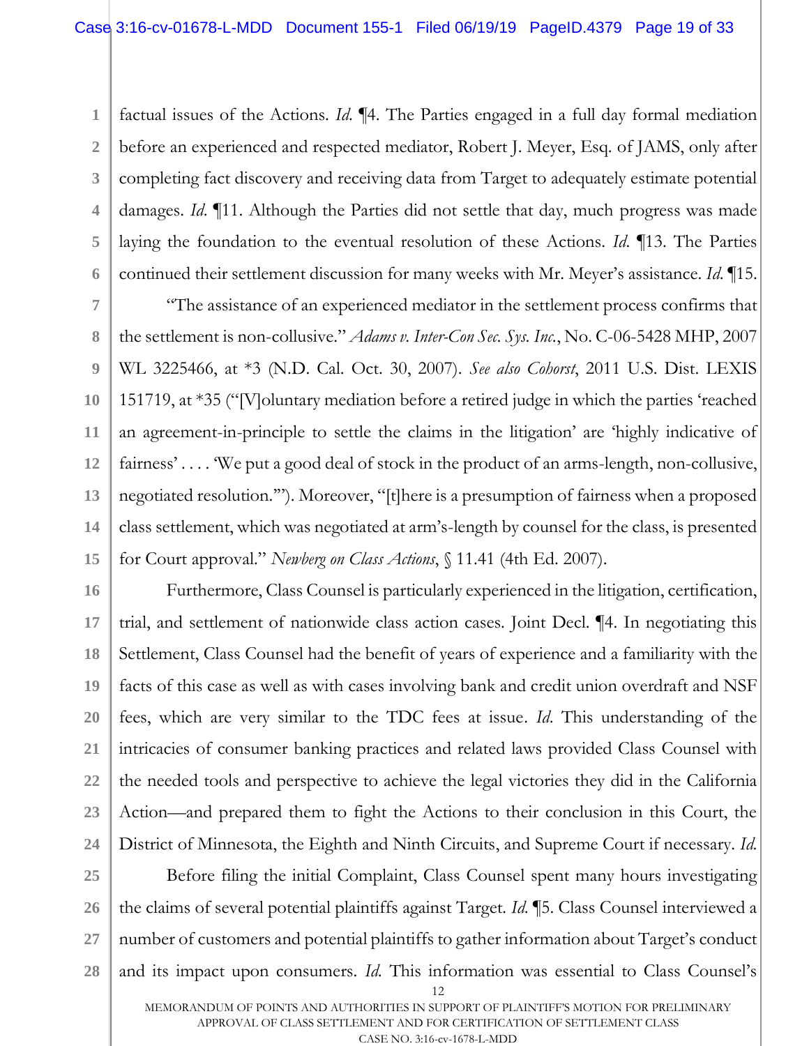factual issues of the Actions. *Id.* ¶4. The Parties engaged in a full day formal mediation before an experienced and respected mediator, Robert J. Meyer, Esq. of JAMS, only after completing fact discovery and receiving data from Target to adequately estimate potential damages. *Id.* ¶11. Although the Parties did not settle that day, much progress was made laying the foundation to the eventual resolution of these Actions. *Id.* ¶13. The Parties continued their settlement discussion for many weeks with Mr. Meyer's assistance. *Id.* ¶15.

"The assistance of an experienced mediator in the settlement process confirms that the settlement is non-collusive." *Adams v. Inter-Con Sec. Sys. Inc.*, No. C-06-5428 MHP, 2007 WL 3225466, at *3 (N.D. Cal. Oct. 30, 2007). *See also Cohorst*, 2011 U.S. Dist. LEXIS 151719, at *35 ("[V]oluntary mediation before a retired judge in which the parties 'reached an agreement-in-principle to settle the claims in the litigation' are 'highly indicative of fairness' . . . . 'We put a good deal of stock in the product of an arms-length, non-collusive, negotiated resolution.'"). Moreover, "[t]here is a presumption of fairness when a proposed class settlement, which was negotiated at arm's-length by counsel for the class, is presented for Court approval." *Newberg on Class Actions*, § 11.41 (4th Ed. 2007).

Furthermore, Class Counsel is particularly experienced in the litigation, certification, trial, and settlement of nationwide class action cases. Joint Decl. ¶4. In negotiating this Settlement, Class Counsel had the benefit of years of experience and a familiarity with the facts of this case as well as with cases involving bank and credit union overdraft and NSF fees, which are very similar to the TDC fees at issue. *Id.* This understanding of the intricacies of consumer banking practices and related laws provided Class Counsel with the needed tools and perspective to achieve the legal victories they did in the California Action—and prepared them to fight the Actions to their conclusion in this Court, the District of Minnesota, the Eighth and Ninth Circuits, and Supreme Court if necessary. *Id.*

Before filing the initial Complaint, Class Counsel spent many hours investigating the claims of several potential plaintiffs against Target. *Id.* ¶5. Class Counsel interviewed a number of customers and potential plaintiffs to gather information about Target's conduct and its impact upon consumers. *Id.* This information was essential to Class Counsel's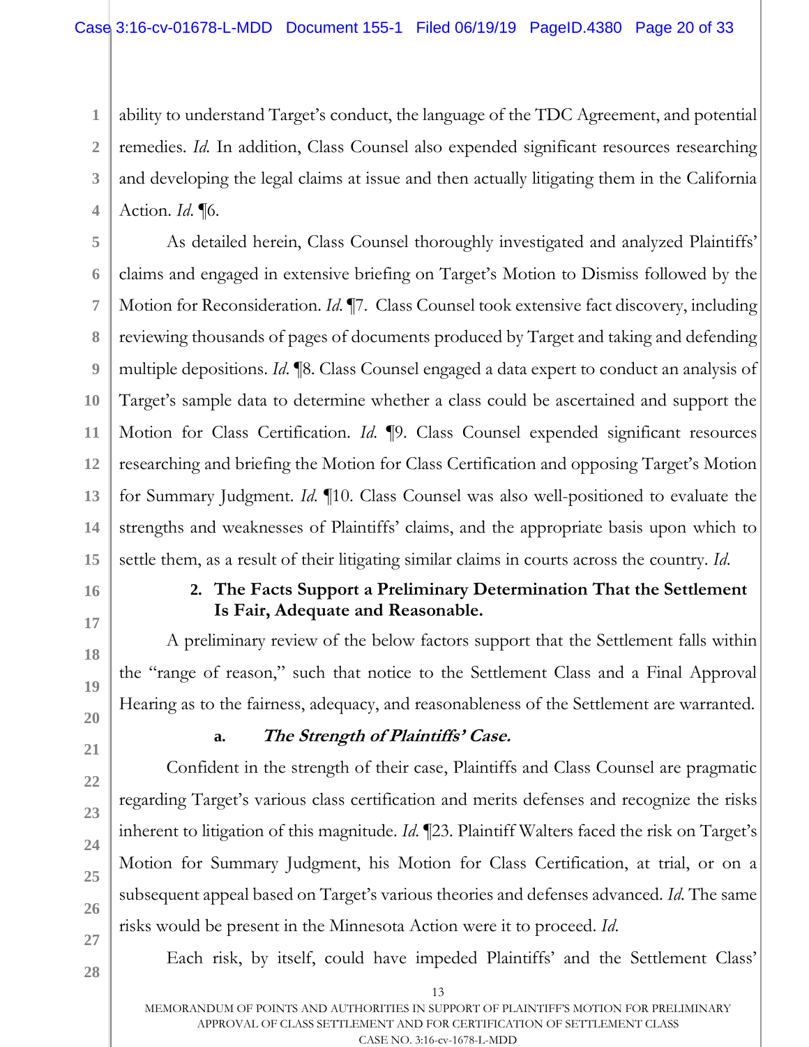ability to understand Target's conduct, the language of the TDC Agreement, and potential remedies. *Id.* In addition, Class Counsel also expended significant resources researching and developing the legal claims at issue and then actually litigating them in the California Action. *Id.* ¶6.

As detailed herein, Class Counsel thoroughly investigated and analyzed Plaintiffs' claims and engaged in extensive briefing on Target's Motion to Dismiss followed by the Motion for Reconsideration. *Id.* ¶7. Class Counsel took extensive fact discovery, including reviewing thousands of pages of documents produced by Target and taking and defending multiple depositions. *Id.* ¶8. Class Counsel engaged a data expert to conduct an analysis of Target's sample data to determine whether a class could be ascertained and support the Motion for Class Certification. *Id.* ¶9. Class Counsel expended significant resources researching and briefing the Motion for Class Certification and opposing Target's Motion for Summary Judgment. *Id.* ¶10. Class Counsel was also well-positioned to evaluate the strengths and weaknesses of Plaintiffs' claims, and the appropriate basis upon which to settle them, as a result of their litigating similar claims in courts across the country. *Id.*

### 2. The Facts Support a Preliminary Determination That the Settlement Is Fair, Adequate and Reasonable.

A preliminary review of the below factors support that the Settlement falls within the "range of reason," such that notice to the Settlement Class and a Final Approval Hearing as to the fairness, adequacy, and reasonableness of the Settlement are warranted.

#### a. *The Strength of Plaintiffs' Case.*

Confident in the strength of their case, Plaintiffs and Class Counsel are pragmatic regarding Target's various class certification and merits defenses and recognize the risks inherent to litigation of this magnitude. *Id.* ¶23. Plaintiff Walters faced the risk on Target's Motion for Summary Judgment, his Motion for Class Certification, at trial, or on a subsequent appeal based on Target's various theories and defenses advanced. *Id.* The same risks would be present in the Minnesota Action were it to proceed. *Id.*

Each risk, by itself, could have impeded Plaintiffs' and the Settlement Class'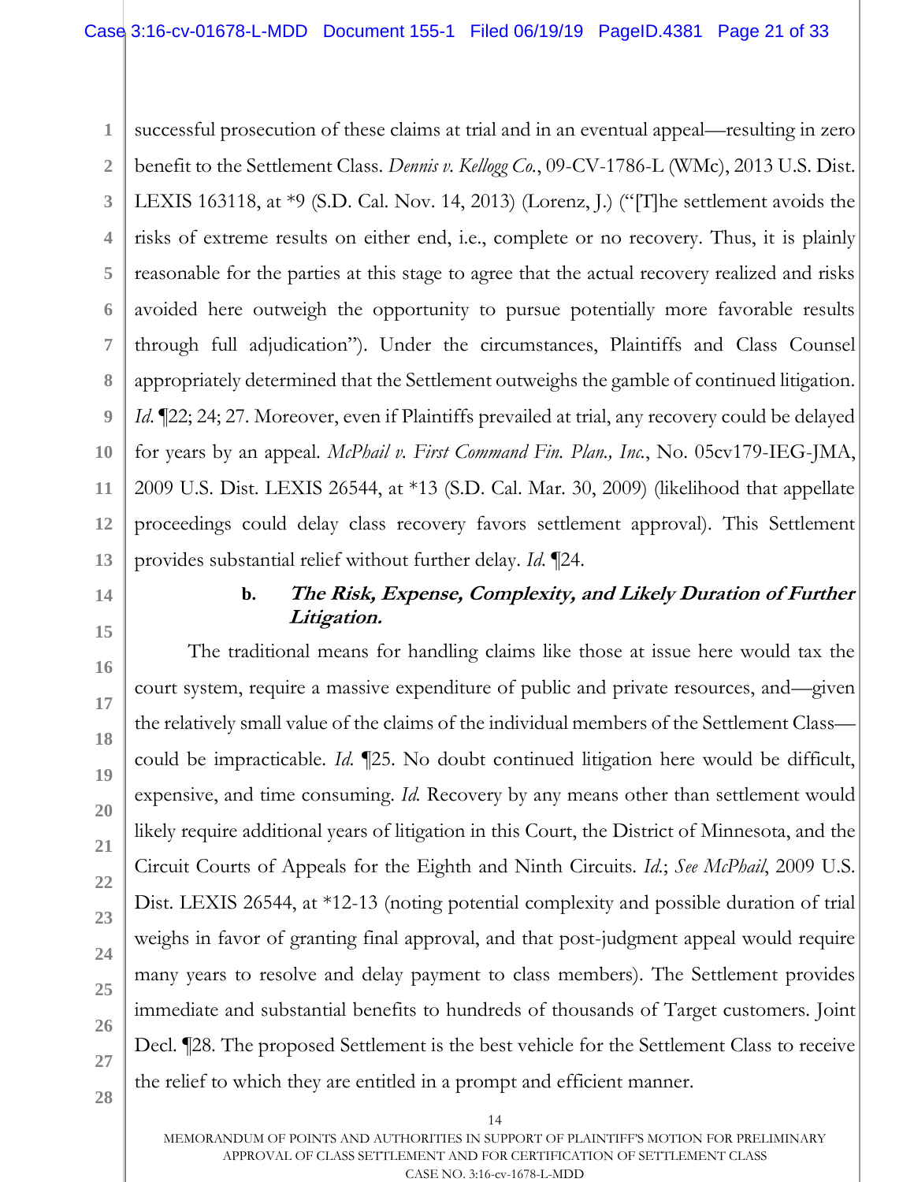successful prosecution of these claims at trial and in an eventual appeal—resulting in zero benefit to the Settlement Class. *Dennis v. Kellogg Co.*, 09-CV-1786-L (WMc), 2013 U.S. Dist. LEXIS 163118, at *9 (S.D. Cal. Nov. 14, 2013) (Lorenz, J.) ("[T]he settlement avoids the risks of extreme results on either end, i.e., complete or no recovery. Thus, it is plainly reasonable for the parties at this stage to agree that the actual recovery realized and risks avoided here outweigh the opportunity to pursue potentially more favorable results through full adjudication"). Under the circumstances, Plaintiffs and Class Counsel appropriately determined that the Settlement outweighs the gamble of continued litigation. *Id.* ¶22; 24; 27. Moreover, even if Plaintiffs prevailed at trial, any recovery could be delayed for years by an appeal. *McPhail v. First Command Fin. Plan., Inc.*, No. 05cv179-IEG-JMA, 2009 U.S. Dist. LEXIS 26544, at *13 (S.D. Cal. Mar. 30, 2009) (likelihood that appellate proceedings could delay class recovery favors settlement approval). This Settlement provides substantial relief without further delay. *Id.* ¶24.

**b. *The Risk, Expense, Complexity, and Likely Duration of Further Litigation.***

The traditional means for handling claims like those at issue here would tax the court system, require a massive expenditure of public and private resources, and—given the relatively small value of the claims of the individual members of the Settlement Class—could be impracticable. *Id.* ¶25. No doubt continued litigation here would be difficult, expensive, and time consuming. *Id.* Recovery by any means other than settlement would likely require additional years of litigation in this Court, the District of Minnesota, and the Circuit Courts of Appeals for the Eighth and Ninth Circuits. *Id.*; *See McPhail*, 2009 U.S. Dist. LEXIS 26544, at *12-13 (noting potential complexity and possible duration of trial weighs in favor of granting final approval, and that post-judgment appeal would require many years to resolve and delay payment to class members). The Settlement provides immediate and substantial benefits to hundreds of thousands of Target customers. Joint Decl. ¶28. The proposed Settlement is the best vehicle for the Settlement Class to receive the relief to which they are entitled in a prompt and efficient manner.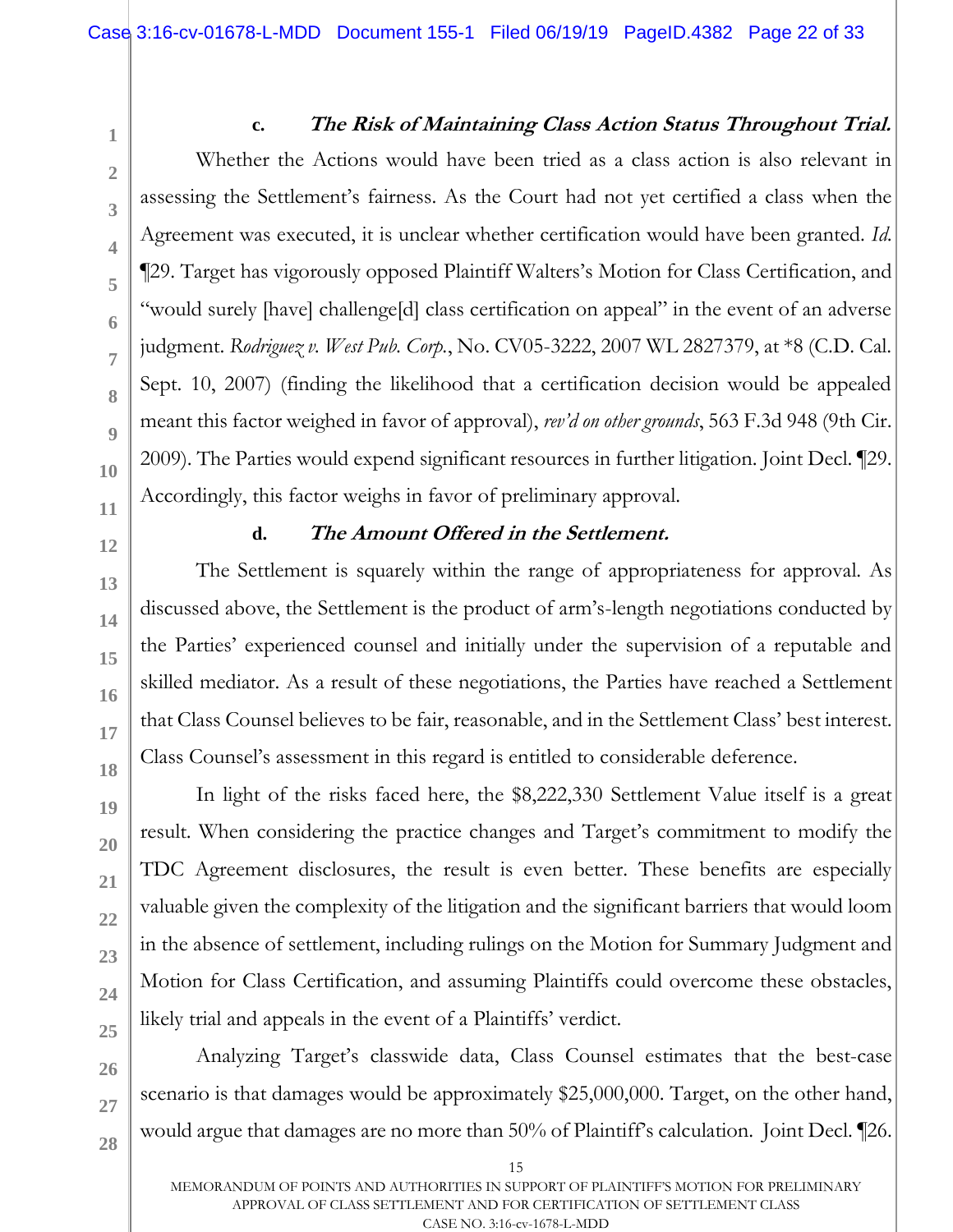**c. *The Risk of Maintaining Class Action Status Throughout Trial.***

Whether the Actions would have been tried as a class action is also relevant in assessing the Settlement's fairness. As the Court had not yet certified a class when the Agreement was executed, it is unclear whether certification would have been granted. *Id.* ¶29. Target has vigorously opposed Plaintiff Walters's Motion for Class Certification, and "would surely [have] challenge[d] class certification on appeal" in the event of an adverse judgment. *Rodriguez v. West Pub. Corp.*, No. CV05-3222, 2007 WL 2827379, at *8 (C.D. Cal. Sept. 10, 2007) (finding the likelihood that a certification decision would be appealed meant this factor weighed in favor of approval), *rev'd on other grounds*, 563 F.3d 948 (9th Cir. 2009). The Parties would expend significant resources in further litigation. Joint Decl. ¶29. Accordingly, this factor weighs in favor of preliminary approval.

**d. *The Amount Offered in the Settlement.***

The Settlement is squarely within the range of appropriateness for approval. As discussed above, the Settlement is the product of arm's-length negotiations conducted by the Parties' experienced counsel and initially under the supervision of a reputable and skilled mediator. As a result of these negotiations, the Parties have reached a Settlement that Class Counsel believes to be fair, reasonable, and in the Settlement Class' best interest. Class Counsel's assessment in this regard is entitled to considerable deference.

In light of the risks faced here, the $8,222,330 Settlement Value itself is a great result. When considering the practice changes and Target's commitment to modify the TDC Agreement disclosures, the result is even better. These benefits are especially valuable given the complexity of the litigation and the significant barriers that would loom in the absence of settlement, including rulings on the Motion for Summary Judgment and Motion for Class Certification, and assuming Plaintiffs could overcome these obstacles, likely trial and appeals in the event of a Plaintiffs' verdict.

Analyzing Target's classwide data, Class Counsel estimates that the best-case scenario is that damages would be approximately $25,000,000. Target, on the other hand, would argue that damages are no more than 50% of Plaintiff's calculation. Joint Decl. ¶26.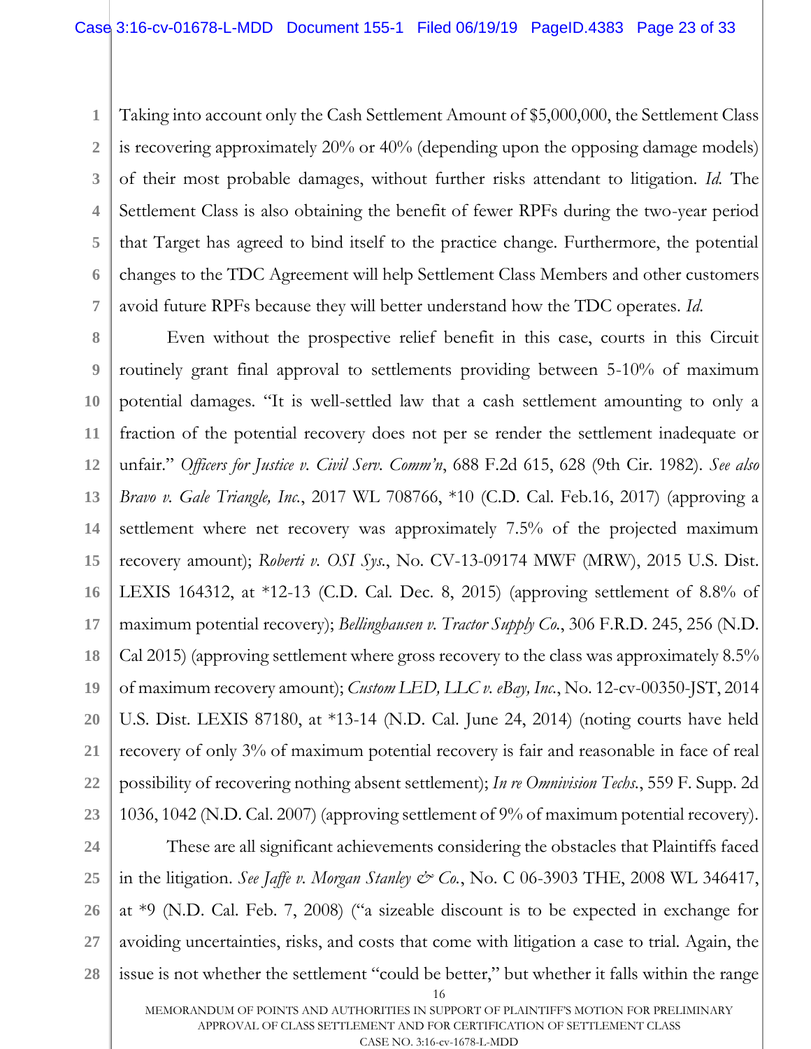Taking into account only the Cash Settlement Amount of $5,000,000, the Settlement Class is recovering approximately 20% or 40% (depending upon the opposing damage models) of their most probable damages, without further risks attendant to litigation. *Id.* The Settlement Class is also obtaining the benefit of fewer RPFs during the two-year period that Target has agreed to bind itself to the practice change. Furthermore, the potential changes to the TDC Agreement will help Settlement Class Members and other customers avoid future RPFs because they will better understand how the TDC operates. *Id.*

Even without the prospective relief benefit in this case, courts in this Circuit routinely grant final approval to settlements providing between 5-10% of maximum potential damages. "It is well-settled law that a cash settlement amounting to only a fraction of the potential recovery does not per se render the settlement inadequate or unfair." *Officers for Justice v. Civil Serv. Comm'n*, 688 F.2d 615, 628 (9th Cir. 1982). *See also Bravo v. Gale Triangle, Inc.*, 2017 WL 708766, *10 (C.D. Cal. Feb.16, 2017) (approving a settlement where net recovery was approximately 7.5% of the projected maximum recovery amount); *Roberti v. OSI Sys.*, No. CV-13-09174 MWF (MRW), 2015 U.S. Dist. LEXIS 164312, at *12-13 (C.D. Cal. Dec. 8, 2015) (approving settlement of 8.8% of maximum potential recovery); *Bellinghausen v. Tractor Supply Co.*, 306 F.R.D. 245, 256 (N.D. Cal 2015) (approving settlement where gross recovery to the class was approximately 8.5% of maximum recovery amount); *Custom LED, LLC v. eBay, Inc.*, No. 12-cv-00350-JST, 2014 U.S. Dist. LEXIS 87180, at *13-14 (N.D. Cal. June 24, 2014) (noting courts have held recovery of only 3% of maximum potential recovery is fair and reasonable in face of real possibility of recovering nothing absent settlement); *In re Omnivision Techs.*, 559 F. Supp. 2d 1036, 1042 (N.D. Cal. 2007) (approving settlement of 9% of maximum potential recovery).

These are all significant achievements considering the obstacles that Plaintiffs faced in the litigation. *See Jaffe v. Morgan Stanley & Co.*, No. C 06-3903 THE, 2008 WL 346417, at *9 (N.D. Cal. Feb. 7, 2008) ("a sizeable discount is to be expected in exchange for avoiding uncertainties, risks, and costs that come with litigation a case to trial. Again, the issue is not whether the settlement "could be better," but whether it falls within the range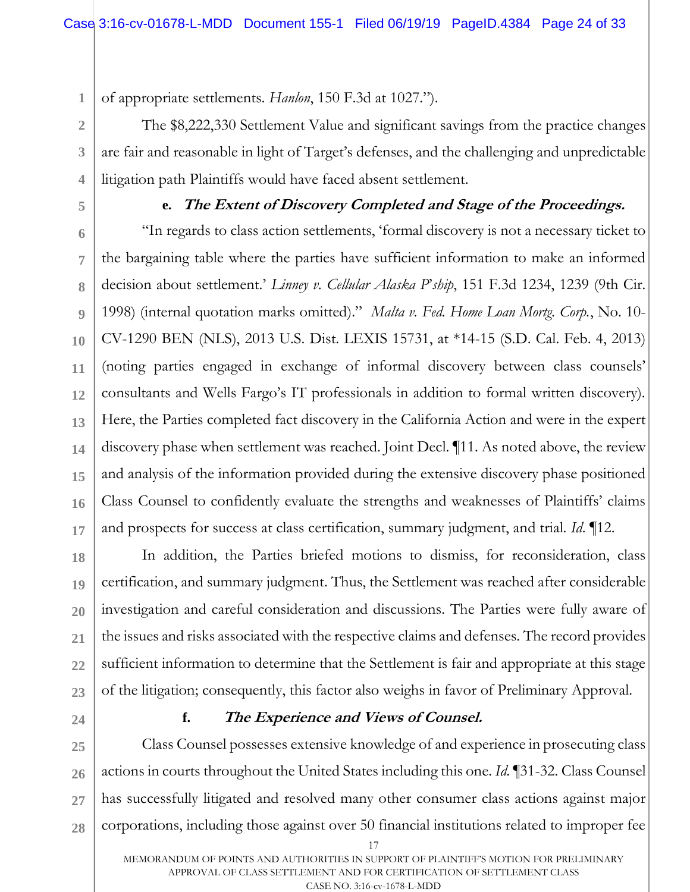of appropriate settlements. *Hanlon*, 150 F.3d at 1027.").

The $8,222,330 Settlement Value and significant savings from the practice changes are fair and reasonable in light of Target's defenses, and the challenging and unpredictable litigation path Plaintiffs would have faced absent settlement.

**e. *The Extent of Discovery Completed and Stage of the Proceedings.***

"In regards to class action settlements, 'formal discovery is not a necessary ticket to the bargaining table where the parties have sufficient information to make an informed decision about settlement.' *Linney v. Cellular Alaska P'ship*, 151 F.3d 1234, 1239 (9th Cir. 1998) (internal quotation marks omitted)." *Malta v. Fed. Home Loan Mortg. Corp.*, No. 10-CV-1290 BEN (NLS), 2013 U.S. Dist. LEXIS 15731, at *14-15 (S.D. Cal. Feb. 4, 2013) (noting parties engaged in exchange of informal discovery between class counsels' consultants and Wells Fargo's IT professionals in addition to formal written discovery). Here, the Parties completed fact discovery in the California Action and were in the expert discovery phase when settlement was reached. Joint Decl. ¶11. As noted above, the review and analysis of the information provided during the extensive discovery phase positioned Class Counsel to confidently evaluate the strengths and weaknesses of Plaintiffs' claims and prospects for success at class certification, summary judgment, and trial. *Id.* ¶12.

In addition, the Parties briefed motions to dismiss, for reconsideration, class certification, and summary judgment. Thus, the Settlement was reached after considerable investigation and careful consideration and discussions. The Parties were fully aware of the issues and risks associated with the respective claims and defenses. The record provides sufficient information to determine that the Settlement is fair and appropriate at this stage of the litigation; consequently, this factor also weighs in favor of Preliminary Approval.

**f. *The Experience and Views of Counsel.***

Class Counsel possesses extensive knowledge of and experience in prosecuting class actions in courts throughout the United States including this one. *Id.* ¶31-32. Class Counsel has successfully litigated and resolved many other consumer class actions against major corporations, including those against over 50 financial institutions related to improper fee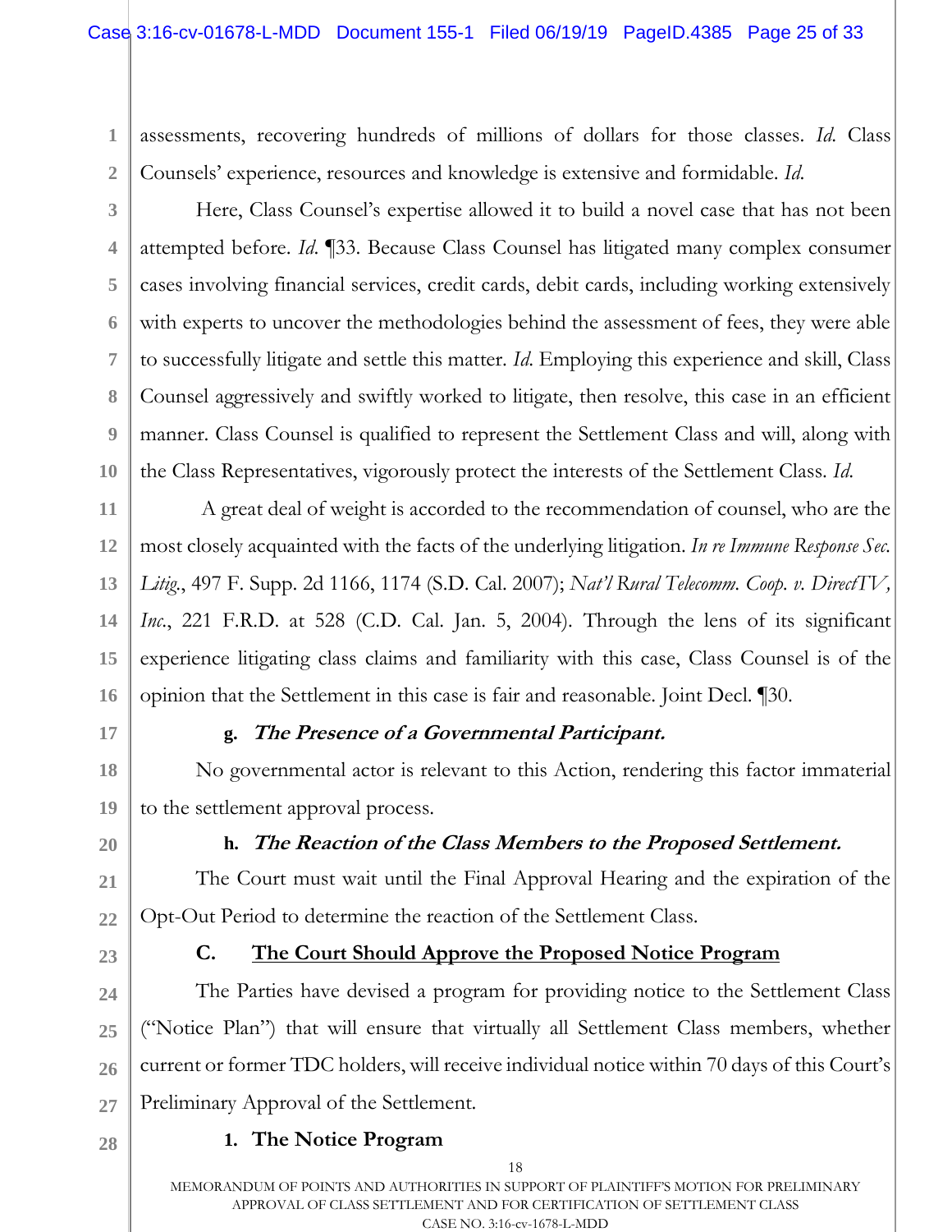assessments, recovering hundreds of millions of dollars for those classes. *Id.* Class Counsels' experience, resources and knowledge is extensive and formidable. *Id.*

Here, Class Counsel's expertise allowed it to build a novel case that has not been attempted before. *Id.* ¶33. Because Class Counsel has litigated many complex consumer cases involving financial services, credit cards, debit cards, including working extensively with experts to uncover the methodologies behind the assessment of fees, they were able to successfully litigate and settle this matter. *Id.* Employing this experience and skill, Class Counsel aggressively and swiftly worked to litigate, then resolve, this case in an efficient manner. Class Counsel is qualified to represent the Settlement Class and will, along with the Class Representatives, vigorously protect the interests of the Settlement Class. *Id.*

A great deal of weight is accorded to the recommendation of counsel, who are the most closely acquainted with the facts of the underlying litigation. *In re Immune Response Sec. Litig.*, 497 F. Supp. 2d 1166, 1174 (S.D. Cal. 2007); *Nat'l Rural Telecomm. Coop. v. DirectTV, Inc.*, 221 F.R.D. at 528 (C.D. Cal. Jan. 5, 2004). Through the lens of its significant experience litigating class claims and familiarity with this case, Class Counsel is of the opinion that the Settlement in this case is fair and reasonable. Joint Decl. ¶30.

**g. *The Presence of a Governmental Participant.***

No governmental actor is relevant to this Action, rendering this factor immaterial to the settlement approval process.

**h. *The Reaction of the Class Members to the Proposed Settlement.***

The Court must wait until the Final Approval Hearing and the expiration of the Opt-Out Period to determine the reaction of the Settlement Class.

## C. The Court Should Approve the Proposed Notice Program

The Parties have devised a program for providing notice to the Settlement Class ("Notice Plan") that will ensure that virtually all Settlement Class members, whether current or former TDC holders, will receive individual notice within 70 days of this Court's Preliminary Approval of the Settlement.

### 1. The Notice Program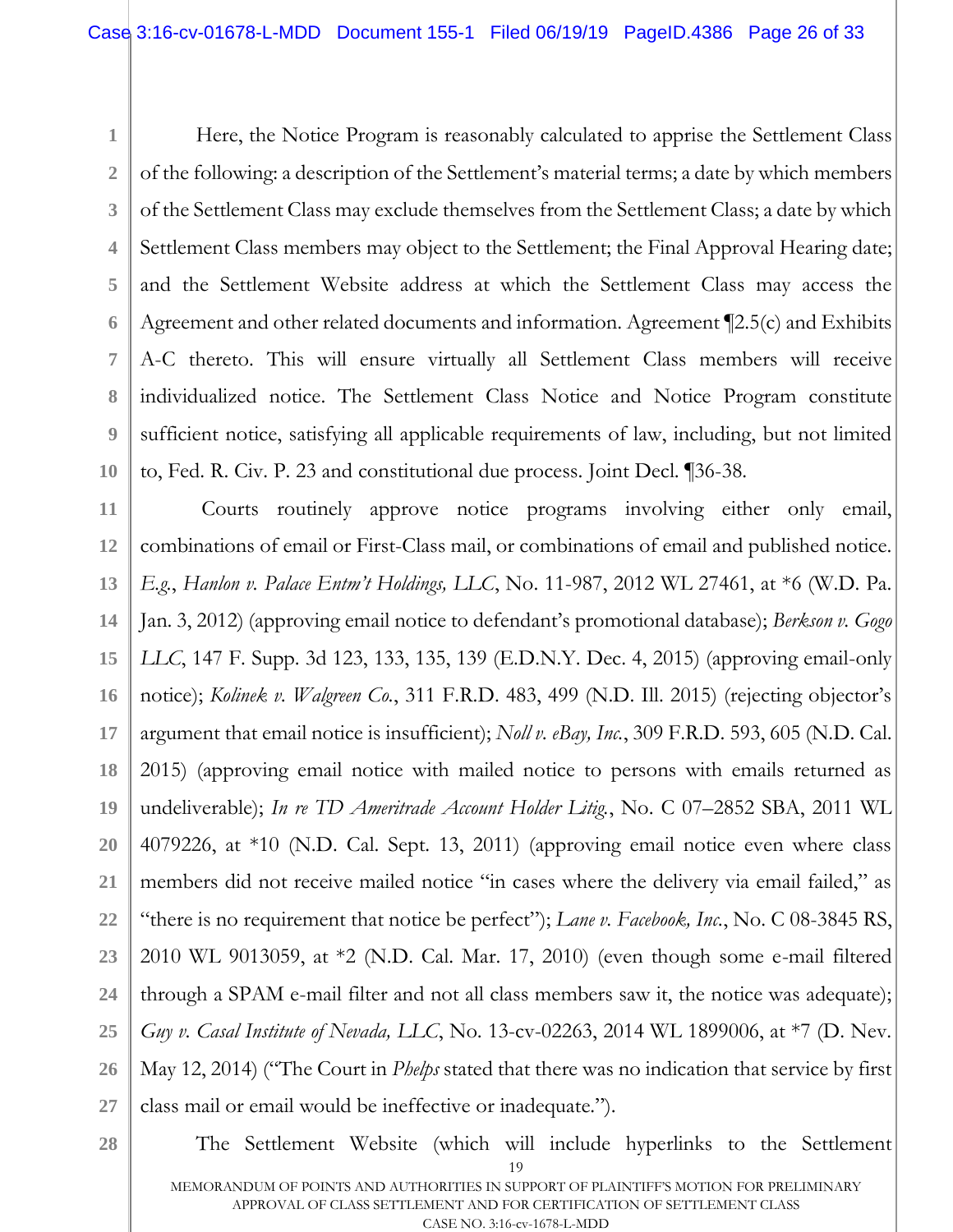Here, the Notice Program is reasonably calculated to apprise the Settlement Class of the following: a description of the Settlement's material terms; a date by which members of the Settlement Class may exclude themselves from the Settlement Class; a date by which Settlement Class members may object to the Settlement; the Final Approval Hearing date; and the Settlement Website address at which the Settlement Class may access the Agreement and other related documents and information. Agreement ¶2.5(c) and Exhibits A-C thereto. This will ensure virtually all Settlement Class members will receive individualized notice. The Settlement Class Notice and Notice Program constitute sufficient notice, satisfying all applicable requirements of law, including, but not limited to, Fed. R. Civ. P. 23 and constitutional due process. Joint Decl. ¶36-38.

Courts routinely approve notice programs involving either only email, combinations of email or First-Class mail, or combinations of email and published notice. *E.g.*, *Hanlon v. Palace Entm't Holdings, LLC*, No. 11-987, 2012 WL 27461, at *6 (W.D. Pa. Jan. 3, 2012) (approving email notice to defendant's promotional database); *Berkson v. Gogo LLC*, 147 F. Supp. 3d 123, 133, 135, 139 (E.D.N.Y. Dec. 4, 2015) (approving email-only notice); *Kolinek v. Walgreen Co.*, 311 F.R.D. 483, 499 (N.D. Ill. 2015) (rejecting objector's argument that email notice is insufficient); *Noll v. eBay, Inc.*, 309 F.R.D. 593, 605 (N.D. Cal. 2015) (approving email notice with mailed notice to persons with emails returned as undeliverable); *In re TD Ameritrade Account Holder Litig.*, No. C 07–2852 SBA, 2011 WL 4079226, at *10 (N.D. Cal. Sept. 13, 2011) (approving email notice even where class members did not receive mailed notice "in cases where the delivery via email failed," as "there is no requirement that notice be perfect"); *Lane v. Facebook, Inc.*, No. C 08-3845 RS, 2010 WL 9013059, at *2 (N.D. Cal. Mar. 17, 2010) (even though some e-mail filtered through a SPAM e-mail filter and not all class members saw it, the notice was adequate); *Guy v. Casal Institute of Nevada, LLC*, No. 13-cv-02263, 2014 WL 1899006, at *7 (D. Nev. May 12, 2014) ("The Court in *Phelps* stated that there was no indication that service by first class mail or email would be ineffective or inadequate.").

The Settlement Website (which will include hyperlinks to the Settlement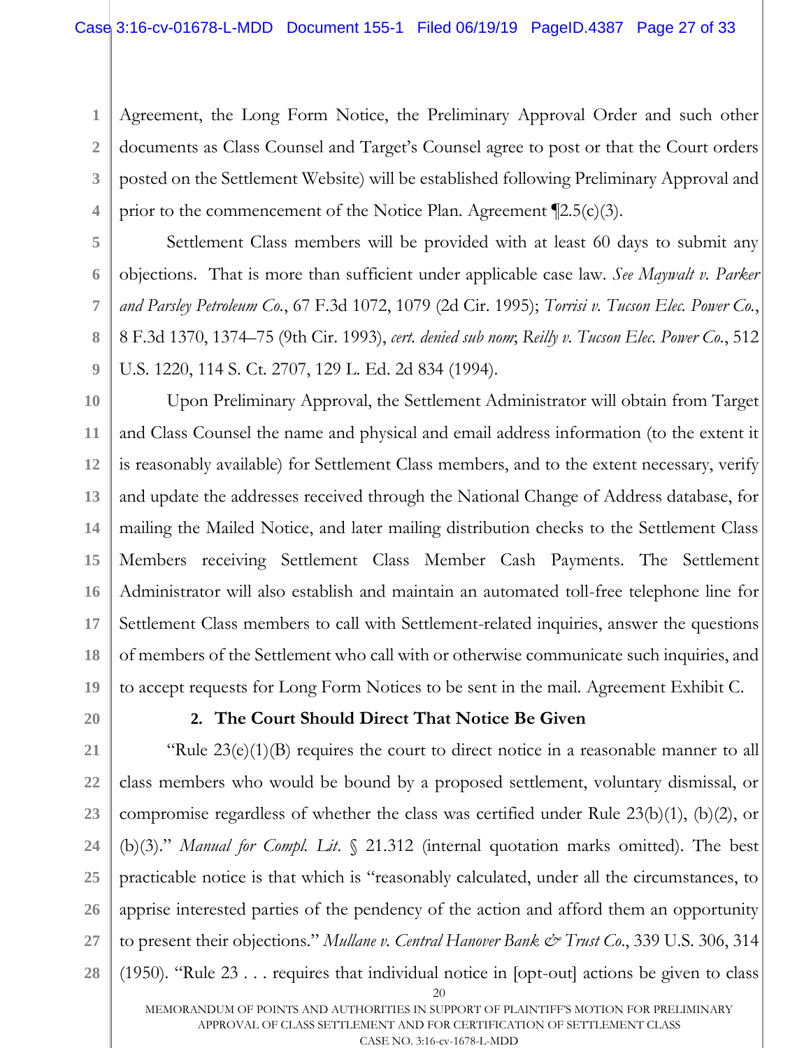Agreement, the Long Form Notice, the Preliminary Approval Order and such other documents as Class Counsel and Target's Counsel agree to post or that the Court orders posted on the Settlement Website) will be established following Preliminary Approval and prior to the commencement of the Notice Plan. Agreement ¶2.5(c)(3).

Settlement Class members will be provided with at least 60 days to submit any objections. That is more than sufficient under applicable case law. *See Maywalt v. Parker and Parsley Petroleum Co.*, 67 F.3d 1072, 1079 (2d Cir. 1995); *Torrisi v. Tucson Elec. Power Co.*, 8 F.3d 1370, 1374–75 (9th Cir. 1993), *cert. denied sub nom*; *Reilly v. Tucson Elec. Power Co.*, 512 U.S. 1220, 114 S. Ct. 2707, 129 L. Ed. 2d 834 (1994).

Upon Preliminary Approval, the Settlement Administrator will obtain from Target and Class Counsel the name and physical and email address information (to the extent it is reasonably available) for Settlement Class members, and to the extent necessary, verify and update the addresses received through the National Change of Address database, for mailing the Mailed Notice, and later mailing distribution checks to the Settlement Class Members receiving Settlement Class Member Cash Payments. The Settlement Administrator will also establish and maintain an automated toll-free telephone line for Settlement Class members to call with Settlement-related inquiries, answer the questions of members of the Settlement who call with or otherwise communicate such inquiries, and to accept requests for Long Form Notices to be sent in the mail. Agreement Exhibit C.

**2. The Court Should Direct That Notice Be Given**

"Rule 23(e)(1)(B) requires the court to direct notice in a reasonable manner to all class members who would be bound by a proposed settlement, voluntary dismissal, or compromise regardless of whether the class was certified under Rule 23(b)(1), (b)(2), or (b)(3)." *Manual for Compl. Lit.* § 21.312 (internal quotation marks omitted). The best practicable notice is that which is "reasonably calculated, under all the circumstances, to apprise interested parties of the pendency of the action and afford them an opportunity to present their objections." *Mullane v. Central Hanover Bank & Trust Co.*, 339 U.S. 306, 314 (1950). "Rule 23 . . . requires that individual notice in [opt-out] actions be given to class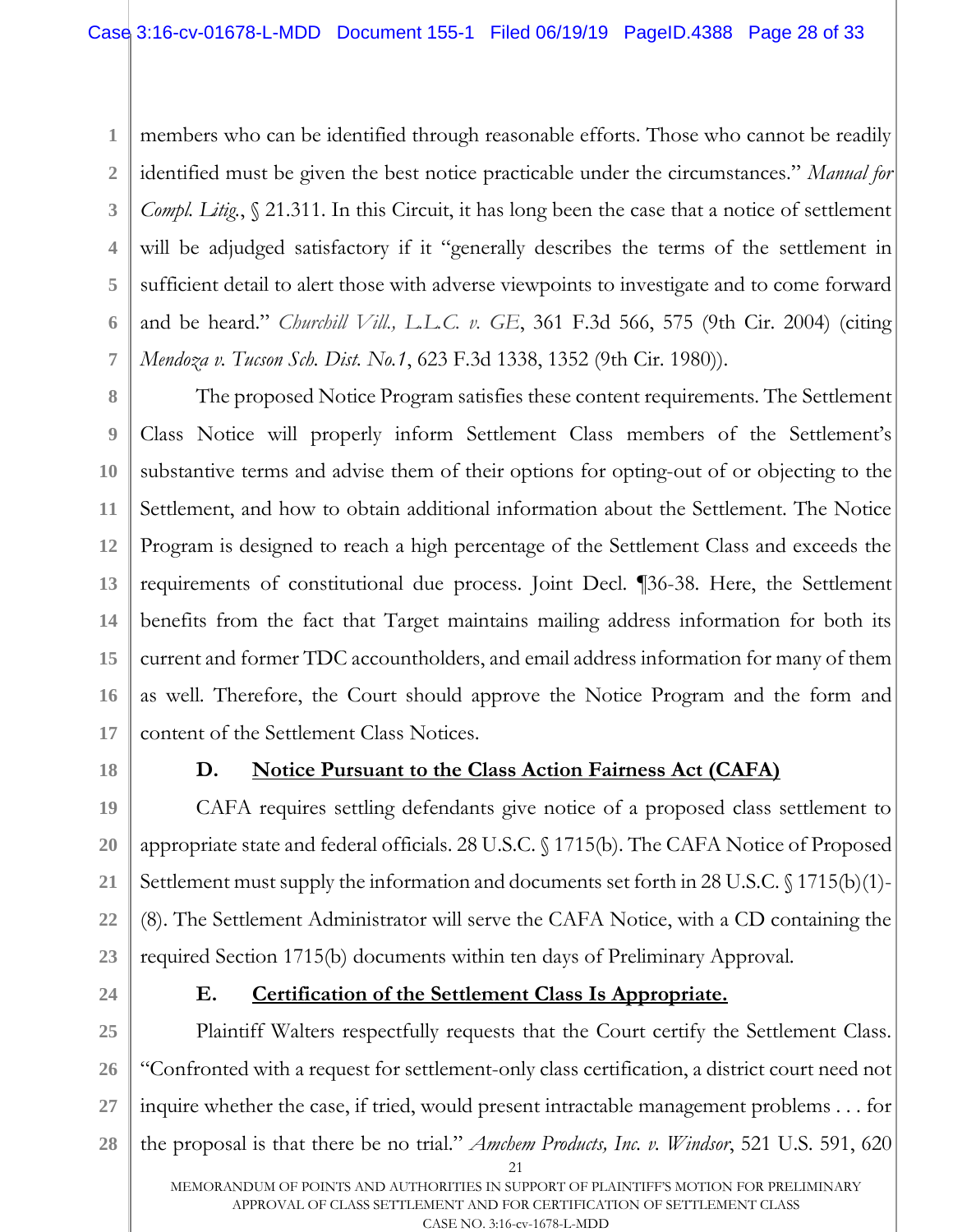members who can be identified through reasonable efforts. Those who cannot be readily identified must be given the best notice practicable under the circumstances." *Manual for Compl. Litig.*, § 21.311. In this Circuit, it has long been the case that a notice of settlement will be adjudged satisfactory if it "generally describes the terms of the settlement in sufficient detail to alert those with adverse viewpoints to investigate and to come forward and be heard." *Churchill Vill., L.L.C. v. GE*, 361 F.3d 566, 575 (9th Cir. 2004) (citing *Mendoza v. Tucson Sch. Dist. No.1*, 623 F.3d 1338, 1352 (9th Cir. 1980)).

The proposed Notice Program satisfies these content requirements. The Settlement Class Notice will properly inform Settlement Class members of the Settlement's substantive terms and advise them of their options for opting-out of or objecting to the Settlement, and how to obtain additional information about the Settlement. The Notice Program is designed to reach a high percentage of the Settlement Class and exceeds the requirements of constitutional due process. Joint Decl. ¶36-38. Here, the Settlement benefits from the fact that Target maintains mailing address information for both its current and former TDC accountholders, and email address information for many of them as well. Therefore, the Court should approve the Notice Program and the form and content of the Settlement Class Notices.

### D. Notice Pursuant to the Class Action Fairness Act (CAFA)

CAFA requires settling defendants give notice of a proposed class settlement to appropriate state and federal officials. 28 U.S.C. § 1715(b). The CAFA Notice of Proposed Settlement must supply the information and documents set forth in 28 U.S.C. § 1715(b)(1)-(8). The Settlement Administrator will serve the CAFA Notice, with a CD containing the required Section 1715(b) documents within ten days of Preliminary Approval.

### E. Certification of the Settlement Class Is Appropriate.

Plaintiff Walters respectfully requests that the Court certify the Settlement Class. "Confronted with a request for settlement-only class certification, a district court need not inquire whether the case, if tried, would present intractable management problems . . . for the proposal is that there be no trial." *Amchem Products, Inc. v. Windsor*, 521 U.S. 591, 620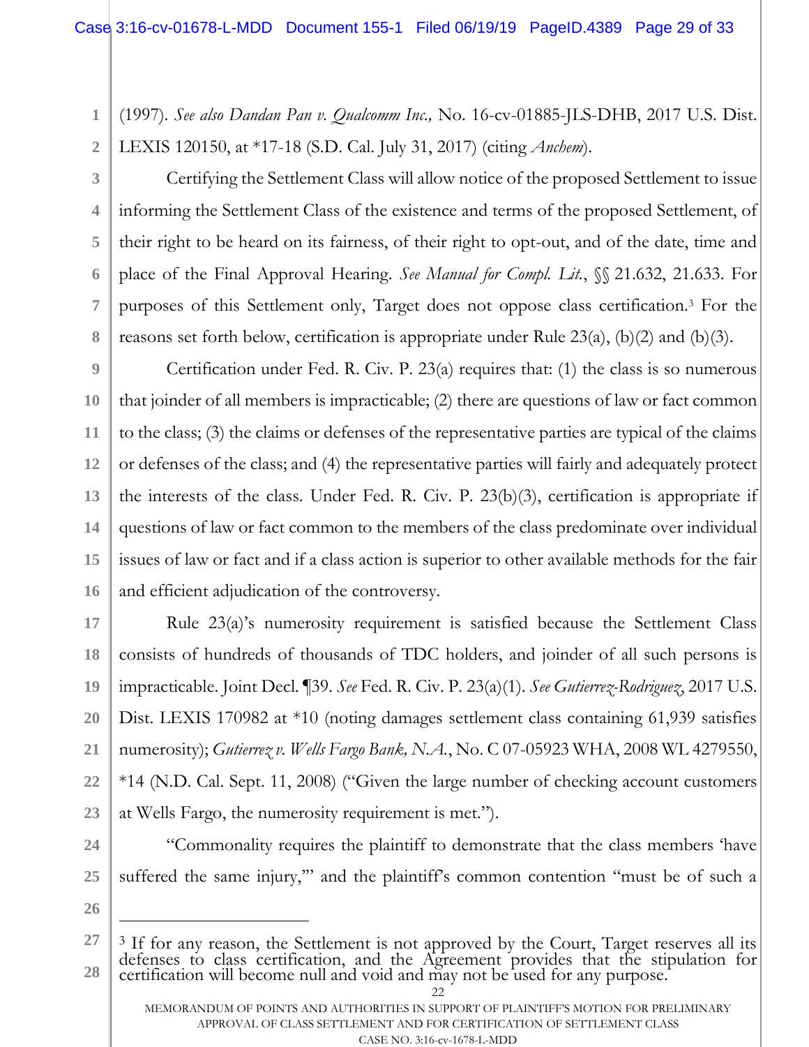(1997). *See also Dandan Pan v. Qualcomm Inc.,* No. 16-cv-01885-JLS-DHB, 2017 U.S. Dist. LEXIS 120150, at *17-18 (S.D. Cal. July 31, 2017) (citing *Anchem*).

Certifying the Settlement Class will allow notice of the proposed Settlement to issue informing the Settlement Class of the existence and terms of the proposed Settlement, of their right to be heard on its fairness, of their right to opt-out, and of the date, time and place of the Final Approval Hearing. *See Manual for Compl. Lit.*, §§ 21.632, 21.633. For purposes of this Settlement only, Target does not oppose class certification.[3] For the reasons set forth below, certification is appropriate under Rule 23(a), (b)(2) and (b)(3).

Certification under Fed. R. Civ. P. 23(a) requires that: (1) the class is so numerous that joinder of all members is impracticable; (2) there are questions of law or fact common to the class; (3) the claims or defenses of the representative parties are typical of the claims or defenses of the class; and (4) the representative parties will fairly and adequately protect the interests of the class. Under Fed. R. Civ. P. 23(b)(3), certification is appropriate if questions of law or fact common to the members of the class predominate over individual issues of law or fact and if a class action is superior to other available methods for the fair and efficient adjudication of the controversy.

Rule 23(a)'s numerosity requirement is satisfied because the Settlement Class consists of hundreds of thousands of TDC holders, and joinder of all such persons is impracticable. Joint Decl. ¶39. *See* Fed. R. Civ. P. 23(a)(1). *See Gutierrez-Rodriguez*, 2017 U.S. Dist. LEXIS 170982 at *10 (noting damages settlement class containing 61,939 satisfies numerosity); *Gutierrez v. Wells Fargo Bank, N.A.*, No. C 07-05923 WHA, 2008 WL 4279550, *14 (N.D. Cal. Sept. 11, 2008) ("Given the large number of checking account customers at Wells Fargo, the numerosity requirement is met.").

"Commonality requires the plaintiff to demonstrate that the class members 'have suffered the same injury,'" and the plaintiff's common contention "must be of such a

---

[3] If for any reason, the Settlement is not approved by the Court, Target reserves all its defenses to class certification, and the Agreement provides that the stipulation for certification will become null and void and may not be used for any purpose.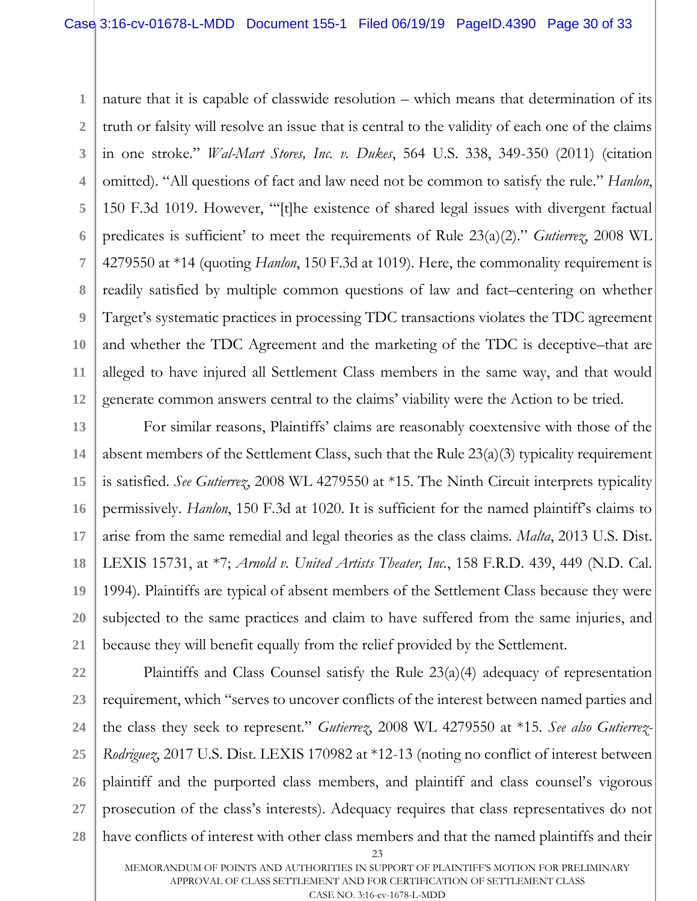nature that it is capable of classwide resolution – which means that determination of its truth or falsity will resolve an issue that is central to the validity of each one of the claims in one stroke." *Wal-Mart Stores, Inc. v. Dukes*, 564 U.S. 338, 349-350 (2011) (citation omitted). "All questions of fact and law need not be common to satisfy the rule." *Hanlon*, 150 F.3d 1019. However, "'[t]he existence of shared legal issues with divergent factual predicates is sufficient' to meet the requirements of Rule 23(a)(2)." *Gutierrez*, 2008 WL 4279550 at *14 (quoting *Hanlon*, 150 F.3d at 1019). Here, the commonality requirement is readily satisfied by multiple common questions of law and fact–centering on whether Target's systematic practices in processing TDC transactions violates the TDC agreement and whether the TDC Agreement and the marketing of the TDC is deceptive–that are alleged to have injured all Settlement Class members in the same way, and that would generate common answers central to the claims' viability were the Action to be tried.

For similar reasons, Plaintiffs' claims are reasonably coextensive with those of the absent members of the Settlement Class, such that the Rule 23(a)(3) typicality requirement is satisfied. *See Gutierrez*, 2008 WL 4279550 at *15. The Ninth Circuit interprets typicality permissively. *Hanlon*, 150 F.3d at 1020. It is sufficient for the named plaintiff's claims to arise from the same remedial and legal theories as the class claims. *Malta*, 2013 U.S. Dist. LEXIS 15731, at *7; *Arnold v. United Artists Theater, Inc.*, 158 F.R.D. 439, 449 (N.D. Cal. 1994). Plaintiffs are typical of absent members of the Settlement Class because they were subjected to the same practices and claim to have suffered from the same injuries, and because they will benefit equally from the relief provided by the Settlement.

Plaintiffs and Class Counsel satisfy the Rule 23(a)(4) adequacy of representation requirement, which "serves to uncover conflicts of the interest between named parties and the class they seek to represent." *Gutierrez*, 2008 WL 4279550 at *15. *See also Gutierrez-Rodriguez*, 2017 U.S. Dist. LEXIS 170982 at *12-13 (noting no conflict of interest between plaintiff and the purported class members, and plaintiff and class counsel's vigorous prosecution of the class's interests). Adequacy requires that class representatives do not have conflicts of interest with other class members and that the named plaintiffs and their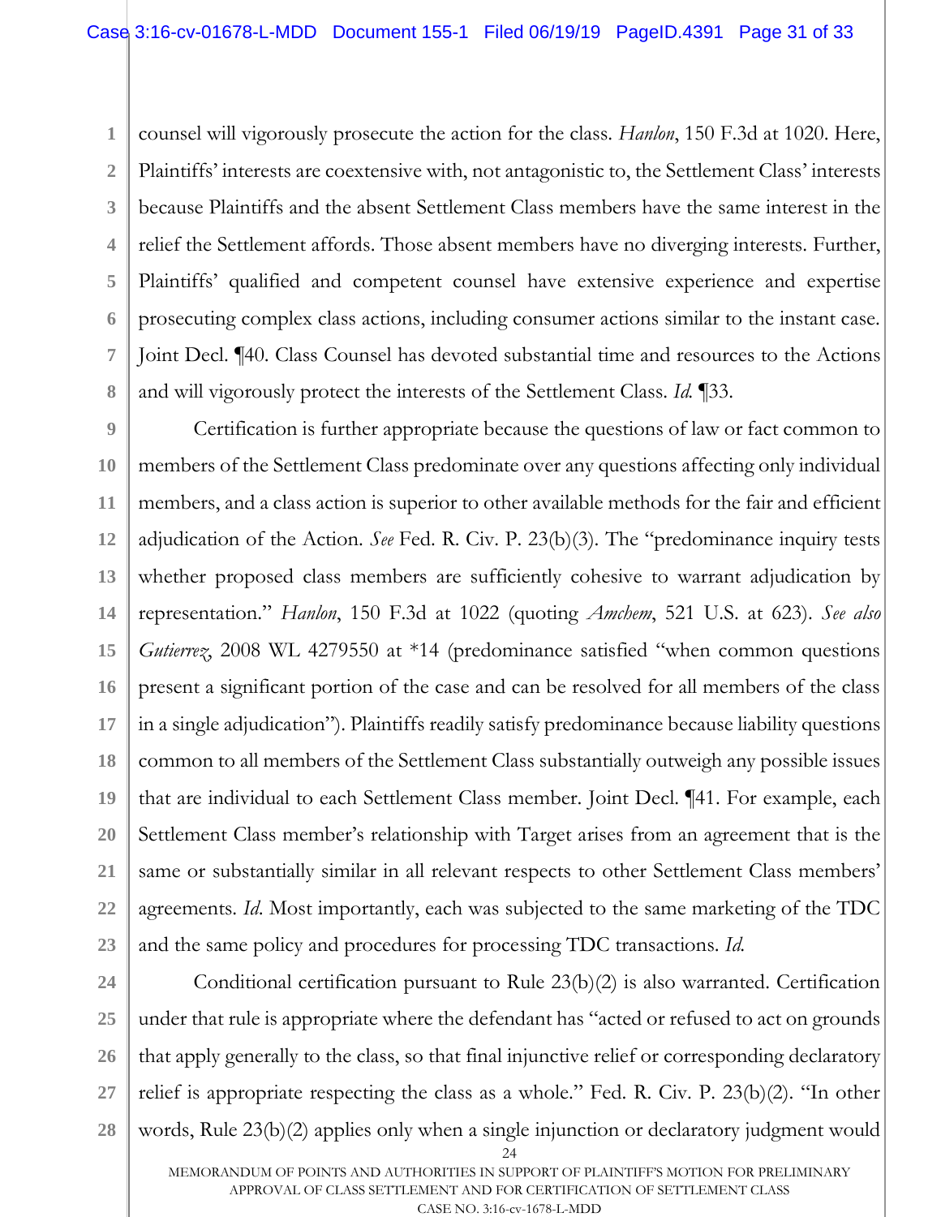counsel will vigorously prosecute the action for the class. *Hanlon*, 150 F.3d at 1020. Here, Plaintiffs' interests are coextensive with, not antagonistic to, the Settlement Class' interests because Plaintiffs and the absent Settlement Class members have the same interest in the relief the Settlement affords. Those absent members have no diverging interests. Further, Plaintiffs' qualified and competent counsel have extensive experience and expertise prosecuting complex class actions, including consumer actions similar to the instant case. Joint Decl. ¶40. Class Counsel has devoted substantial time and resources to the Actions and will vigorously protect the interests of the Settlement Class. *Id.* ¶33.

Certification is further appropriate because the questions of law or fact common to members of the Settlement Class predominate over any questions affecting only individual members, and a class action is superior to other available methods for the fair and efficient adjudication of the Action. *See* Fed. R. Civ. P. 23(b)(3). The "predominance inquiry tests whether proposed class members are sufficiently cohesive to warrant adjudication by representation." *Hanlon*, 150 F.3d at 1022 (quoting *Amchem*, 521 U.S. at 623). *See also Gutierrez*, 2008 WL 4279550 at *14 (predominance satisfied "when common questions present a significant portion of the case and can be resolved for all members of the class in a single adjudication"). Plaintiffs readily satisfy predominance because liability questions common to all members of the Settlement Class substantially outweigh any possible issues that are individual to each Settlement Class member. Joint Decl. ¶41. For example, each Settlement Class member's relationship with Target arises from an agreement that is the same or substantially similar in all relevant respects to other Settlement Class members' agreements. *Id.* Most importantly, each was subjected to the same marketing of the TDC and the same policy and procedures for processing TDC transactions. *Id.*

Conditional certification pursuant to Rule 23(b)(2) is also warranted. Certification under that rule is appropriate where the defendant has "acted or refused to act on grounds that apply generally to the class, so that final injunctive relief or corresponding declaratory relief is appropriate respecting the class as a whole." Fed. R. Civ. P. 23(b)(2). "In other words, Rule 23(b)(2) applies only when a single injunction or declaratory judgment would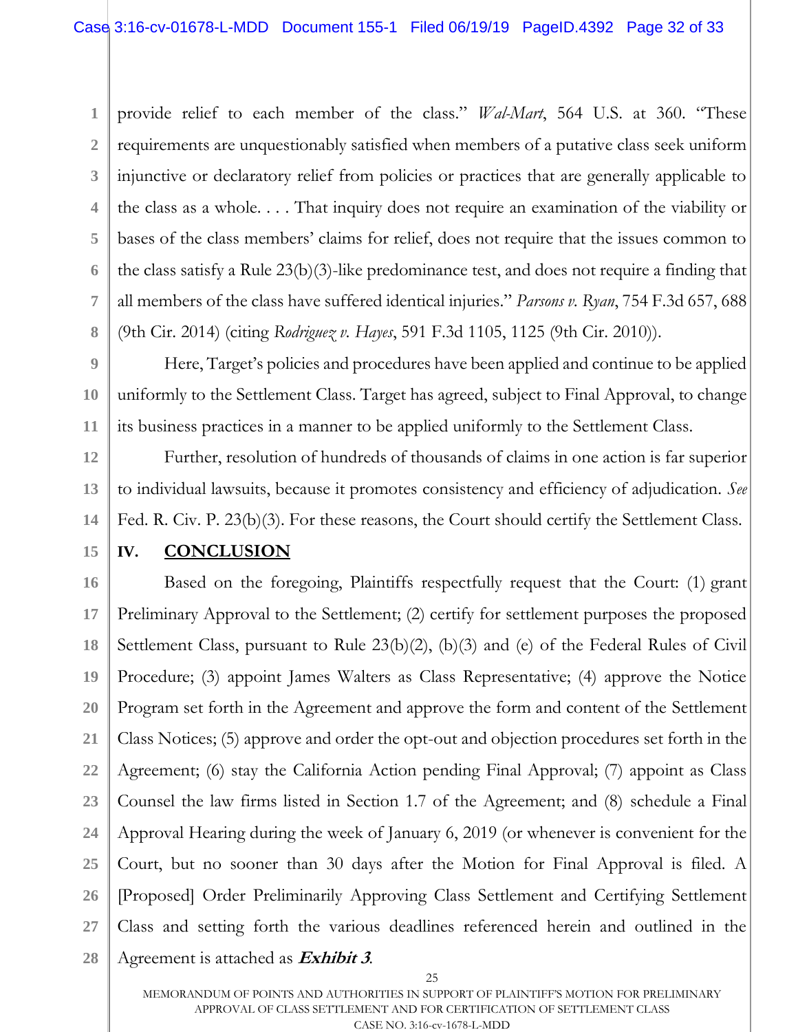provide relief to each member of the class." *Wal-Mart*, 564 U.S. at 360. "These requirements are unquestionably satisfied when members of a putative class seek uniform injunctive or declaratory relief from policies or practices that are generally applicable to the class as a whole. . . . That inquiry does not require an examination of the viability or bases of the class members' claims for relief, does not require that the issues common to the class satisfy a Rule 23(b)(3)-like predominance test, and does not require a finding that all members of the class have suffered identical injuries." *Parsons v. Ryan*, 754 F.3d 657, 688 (9th Cir. 2014) (citing *Rodriguez v. Hayes*, 591 F.3d 1105, 1125 (9th Cir. 2010)).

Here, Target's policies and procedures have been applied and continue to be applied uniformly to the Settlement Class. Target has agreed, subject to Final Approval, to change its business practices in a manner to be applied uniformly to the Settlement Class.

Further, resolution of hundreds of thousands of claims in one action is far superior to individual lawsuits, because it promotes consistency and efficiency of adjudication. *See* Fed. R. Civ. P. 23(b)(3). For these reasons, the Court should certify the Settlement Class.

## IV. CONCLUSION

Based on the foregoing, Plaintiffs respectfully request that the Court: (1) grant Preliminary Approval to the Settlement; (2) certify for settlement purposes the proposed Settlement Class, pursuant to Rule 23(b)(2), (b)(3) and (e) of the Federal Rules of Civil Procedure; (3) appoint James Walters as Class Representative; (4) approve the Notice Program set forth in the Agreement and approve the form and content of the Settlement Class Notices; (5) approve and order the opt-out and objection procedures set forth in the Agreement; (6) stay the California Action pending Final Approval; (7) appoint as Class Counsel the law firms listed in Section 1.7 of the Agreement; and (8) schedule a Final Approval Hearing during the week of January 6, 2019 (or whenever is convenient for the Court, but no sooner than 30 days after the Motion for Final Approval is filed. A [Proposed] Order Preliminarily Approving Class Settlement and Certifying Settlement Class and setting forth the various deadlines referenced herein and outlined in the Agreement is attached as ***Exhibit 3***.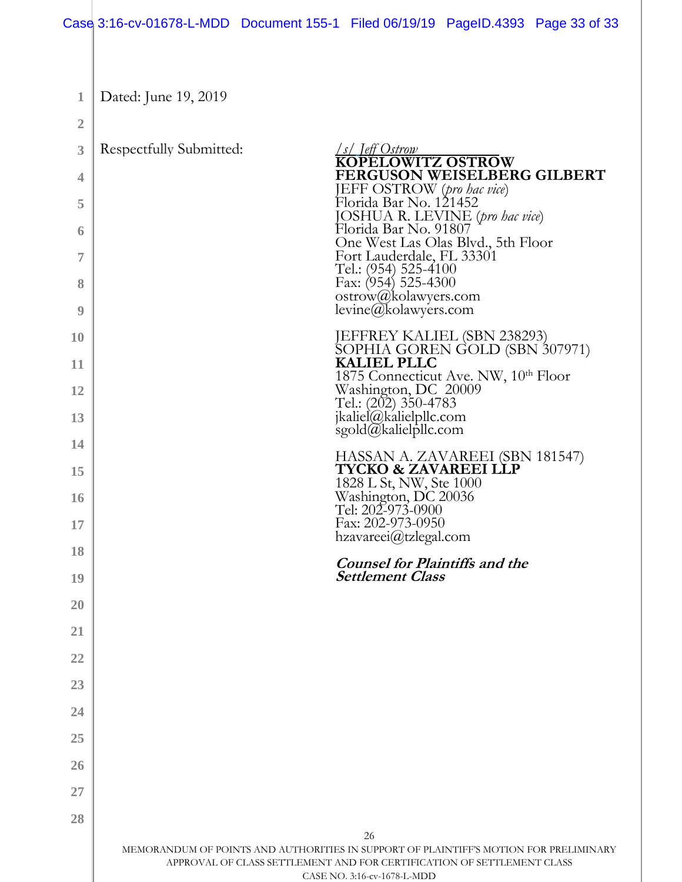Dated: June 19, 2019

Respectfully Submitted:

*/s/ Jeff Ostrow*
**KOPELOWITZ OSTROW FERGUSON WEISELBERG GILBERT**
JEFF OSTROW (*pro hac vice*)
Florida Bar No. 121452
JOSHUA R. LEVINE (*pro hac vice*)
Florida Bar No. 91807
One West Las Olas Blvd., 5th Floor
Fort Lauderdale, FL 33301
Tel.: (954) 525-4100
Fax: (954) 525-4300
ostrow@kolawyers.com
levine@kolawyers.com

JEFFREY KALIEL (SBN 238293)
SOPHIA GOREN GOLD (SBN 307971)
**KALIEL PLLC**
1875 Connecticut Ave. NW, 10th Floor
Washington, DC 20009
Tel.: (202) 350-4783
jkaliel@kalielpllc.com
sgold@kalielpllc.com

HASSAN A. ZAVAREEI (SBN 181547)
**TYCKO & ZAVAREEI LLP**
1828 L St, NW, Ste 1000
Washington, DC 20036
Tel: 202-973-0900
Fax: 202-973-0950
hzavareei@tzlegal.com

***Counsel for Plaintiffs and the Settlement Class***